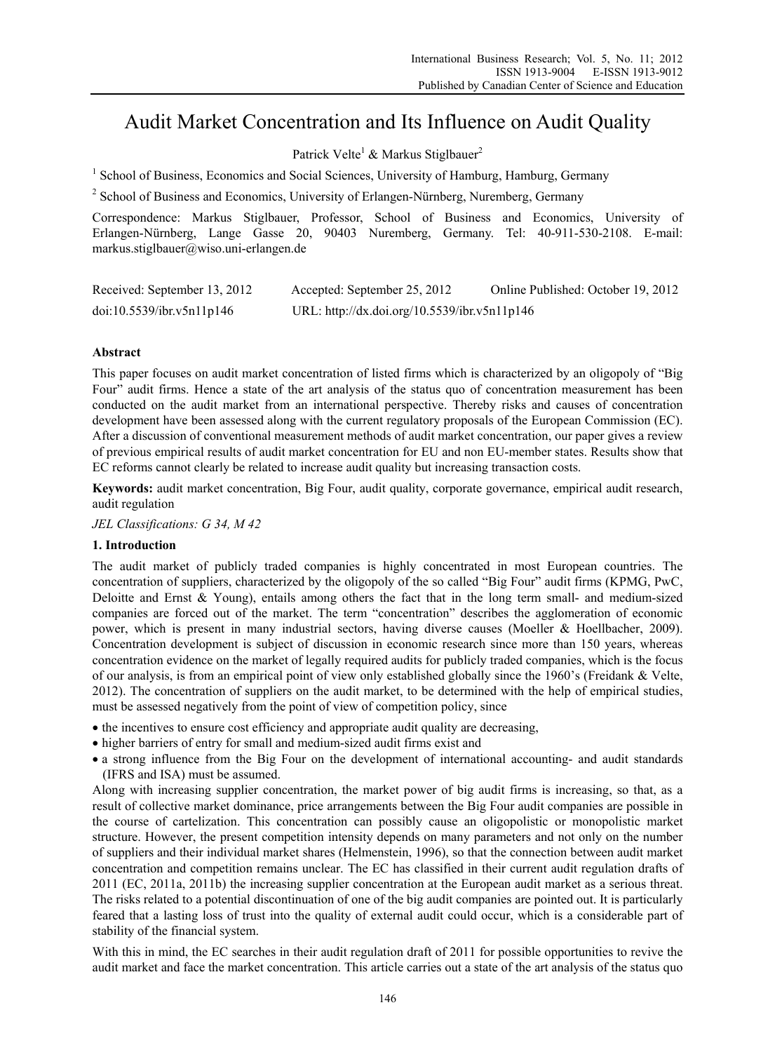# Audit Market Concentration and Its Influence on Audit Quality

Patrick Velte[1] & Markus Stiglbauer[2]

[1] School of Business, Economics and Social Sciences, University of Hamburg, Hamburg, Germany

[2] School of Business and Economics, University of Erlangen-Nürnberg, Nuremberg, Germany

Correspondence: Markus Stiglbauer, Professor, School of Business and Economics, University of Erlangen-Nürnberg, Lange Gasse 20, 90403 Nuremberg, Germany. Tel: 40-911-530-2108. E-mail: markus.stiglbauer@wiso.uni-erlangen.de

Received: September 13, 2012 Accepted: September 25, 2012 Online Published: October 19, 2012

doi:10.5539/ibr.v5n11p146 URL: http://dx.doi.org/10.5539/ibr.v5n11p146

## Abstract

This paper focuses on audit market concentration of listed firms which is characterized by an oligopoly of "Big Four" audit firms. Hence a state of the art analysis of the status quo of concentration measurement has been conducted on the audit market from an international perspective. Thereby risks and causes of concentration development have been assessed along with the current regulatory proposals of the European Commission (EC). After a discussion of conventional measurement methods of audit market concentration, our paper gives a review of previous empirical results of audit market concentration for EU and non EU-member states. Results show that EC reforms cannot clearly be related to increase audit quality but increasing transaction costs.

**Keywords:** audit market concentration, Big Four, audit quality, corporate governance, empirical audit research, audit regulation

*JEL Classifications: G 34, M 42*

## 1. Introduction

The audit market of publicly traded companies is highly concentrated in most European countries. The concentration of suppliers, characterized by the oligopoly of the so called "Big Four" audit firms (KPMG, PwC, Deloitte and Ernst & Young), entails among others the fact that in the long term small- and medium-sized companies are forced out of the market. The term "concentration" describes the agglomeration of economic power, which is present in many industrial sectors, having diverse causes (Moeller & Hoellbacher, 2009). Concentration development is subject of discussion in economic research since more than 150 years, whereas concentration evidence on the market of legally required audits for publicly traded companies, which is the focus of our analysis, is from an empirical point of view only established globally since the 1960's (Freidank & Velte, 2012). The concentration of suppliers on the audit market, to be determined with the help of empirical studies, must be assessed negatively from the point of view of competition policy, since

- the incentives to ensure cost efficiency and appropriate audit quality are decreasing,
- higher barriers of entry for small and medium-sized audit firms exist and
- a strong influence from the Big Four on the development of international accounting- and audit standards (IFRS and ISA) must be assumed.

Along with increasing supplier concentration, the market power of big audit firms is increasing, so that, as a result of collective market dominance, price arrangements between the Big Four audit companies are possible in the course of cartelization. This concentration can possibly cause an oligopolistic or monopolistic market structure. However, the present competition intensity depends on many parameters and not only on the number of suppliers and their individual market shares (Helmenstein, 1996), so that the connection between audit market concentration and competition remains unclear. The EC has classified in their current audit regulation drafts of 2011 (EC, 2011a, 2011b) the increasing supplier concentration at the European audit market as a serious threat. The risks related to a potential discontinuation of one of the big audit companies are pointed out. It is particularly feared that a lasting loss of trust into the quality of external audit could occur, which is a considerable part of stability of the financial system.

With this in mind, the EC searches in their audit regulation draft of 2011 for possible opportunities to revive the audit market and face the market concentration. This article carries out a state of the art analysis of the status quo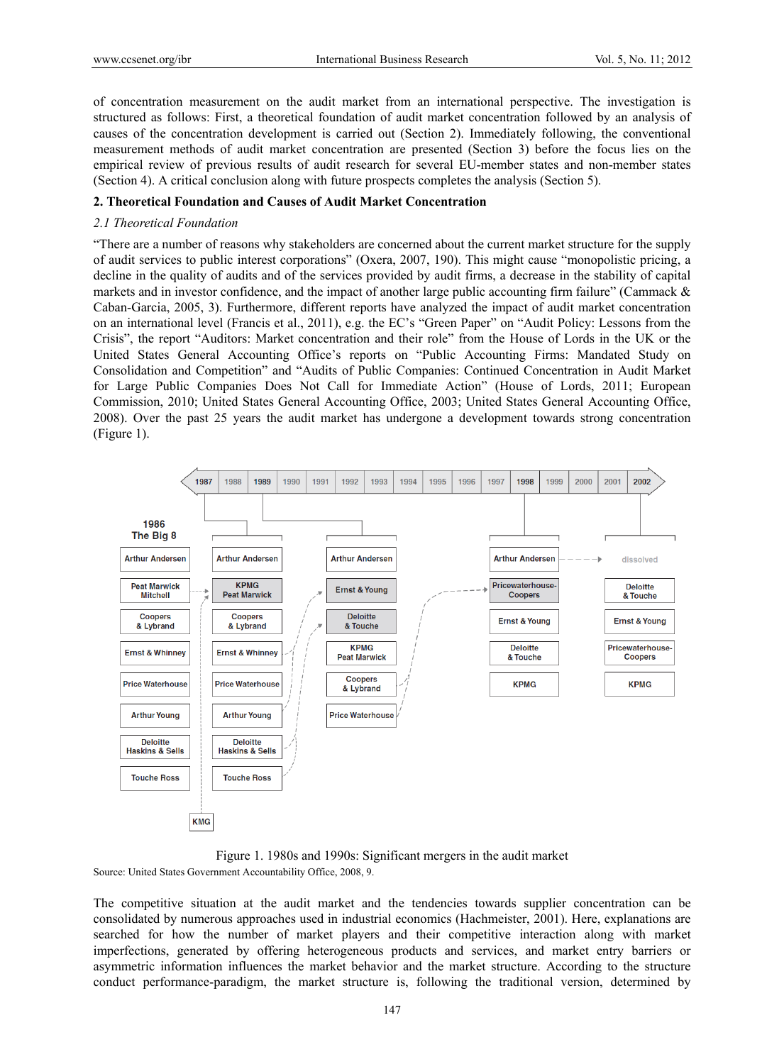of concentration measurement on the audit market from an international perspective. The investigation is structured as follows: First, a theoretical foundation of audit market concentration followed by an analysis of causes of the concentration development is carried out (Section 2). Immediately following, the conventional measurement methods of audit market concentration are presented (Section 3) before the focus lies on the empirical review of previous results of audit research for several EU-member states and non-member states (Section 4). A critical conclusion along with future prospects completes the analysis (Section 5).

## 2. Theoretical Foundation and Causes of Audit Market Concentration

### *2.1 Theoretical Foundation*

"There are a number of reasons why stakeholders are concerned about the current market structure for the supply of audit services to public interest corporations" (Oxera, 2007, 190). This might cause "monopolistic pricing, a decline in the quality of audits and of the services provided by audit firms, a decrease in the stability of capital markets and in investor confidence, and the impact of another large public accounting firm failure" (Cammack & Caban-Garcia, 2005, 3). Furthermore, different reports have analyzed the impact of audit market concentration on an international level (Francis et al., 2011), e.g. the EC's "Green Paper" on "Audit Policy: Lessons from the Crisis", the report "Auditors: Market concentration and their role" from the House of Lords in the UK or the United States General Accounting Office's reports on "Public Accounting Firms: Mandated Study on Consolidation and Competition" and "Audits of Public Companies: Continued Concentration in Audit Market for Large Public Companies Does Not Call for Immediate Action" (House of Lords, 2011; European Commission, 2010; United States General Accounting Office, 2003; United States General Accounting Office, 2008). Over the past 25 years the audit market has undergone a development towards strong concentration (Figure 1).

Figure 1. 1980s and 1990s: Significant mergers in the audit market

Source: United States Government Accountability Office, 2008, 9.

The competitive situation at the audit market and the tendencies towards supplier concentration can be consolidated by numerous approaches used in industrial economics (Hachmeister, 2001). Here, explanations are searched for how the number of market players and their competitive interaction along with market imperfections, generated by offering heterogeneous products and services, and market entry barriers or asymmetric information influences the market behavior and the market structure. According to the structure conduct performance-paradigm, the market structure is, following the traditional version, determined by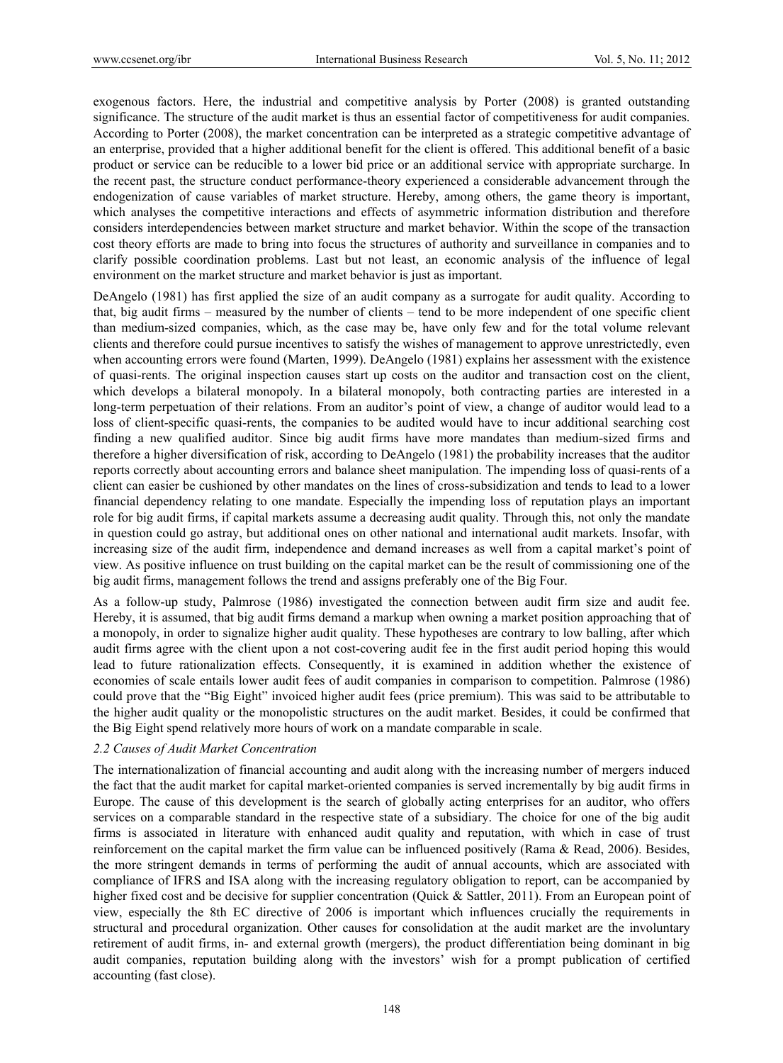exogenous factors. Here, the industrial and competitive analysis by Porter (2008) is granted outstanding significance. The structure of the audit market is thus an essential factor of competitiveness for audit companies. According to Porter (2008), the market concentration can be interpreted as a strategic competitive advantage of an enterprise, provided that a higher additional benefit for the client is offered. This additional benefit of a basic product or service can be reducible to a lower bid price or an additional service with appropriate surcharge. In the recent past, the structure conduct performance-theory experienced a considerable advancement through the endogenization of cause variables of market structure. Hereby, among others, the game theory is important, which analyses the competitive interactions and effects of asymmetric information distribution and therefore considers interdependencies between market structure and market behavior. Within the scope of the transaction cost theory efforts are made to bring into focus the structures of authority and surveillance in companies and to clarify possible coordination problems. Last but not least, an economic analysis of the influence of legal environment on the market structure and market behavior is just as important.

DeAngelo (1981) has first applied the size of an audit company as a surrogate for audit quality. According to that, big audit firms – measured by the number of clients – tend to be more independent of one specific client than medium-sized companies, which, as the case may be, have only few and for the total volume relevant clients and therefore could pursue incentives to satisfy the wishes of management to approve unrestrictedly, even when accounting errors were found (Marten, 1999). DeAngelo (1981) explains her assessment with the existence of quasi-rents. The original inspection causes start up costs on the auditor and transaction cost on the client, which develops a bilateral monopoly. In a bilateral monopoly, both contracting parties are interested in a long-term perpetuation of their relations. From an auditor's point of view, a change of auditor would lead to a loss of client-specific quasi-rents, the companies to be audited would have to incur additional searching cost finding a new qualified auditor. Since big audit firms have more mandates than medium-sized firms and therefore a higher diversification of risk, according to DeAngelo (1981) the probability increases that the auditor reports correctly about accounting errors and balance sheet manipulation. The impending loss of quasi-rents of a client can easier be cushioned by other mandates on the lines of cross-subsidization and tends to lead to a lower financial dependency relating to one mandate. Especially the impending loss of reputation plays an important role for big audit firms, if capital markets assume a decreasing audit quality. Through this, not only the mandate in question could go astray, but additional ones on other national and international audit markets. Insofar, with increasing size of the audit firm, independence and demand increases as well from a capital market's point of view. As positive influence on trust building on the capital market can be the result of commissioning one of the big audit firms, management follows the trend and assigns preferably one of the Big Four.

As a follow-up study, Palmrose (1986) investigated the connection between audit firm size and audit fee. Hereby, it is assumed, that big audit firms demand a markup when owning a market position approaching that of a monopoly, in order to signalize higher audit quality. These hypotheses are contrary to low balling, after which audit firms agree with the client upon a not cost-covering audit fee in the first audit period hoping this would lead to future rationalization effects. Consequently, it is examined in addition whether the existence of economies of scale entails lower audit fees of audit companies in comparison to competition. Palmrose (1986) could prove that the "Big Eight" invoiced higher audit fees (price premium). This was said to be attributable to the higher audit quality or the monopolistic structures on the audit market. Besides, it could be confirmed that the Big Eight spend relatively more hours of work on a mandate comparable in scale.

### *2.2 Causes of Audit Market Concentration*

The internationalization of financial accounting and audit along with the increasing number of mergers induced the fact that the audit market for capital market-oriented companies is served incrementally by big audit firms in Europe. The cause of this development is the search of globally acting enterprises for an auditor, who offers services on a comparable standard in the respective state of a subsidiary. The choice for one of the big audit firms is associated in literature with enhanced audit quality and reputation, with which in case of trust reinforcement on the capital market the firm value can be influenced positively (Rama & Read, 2006). Besides, the more stringent demands in terms of performing the audit of annual accounts, which are associated with compliance of IFRS and ISA along with the increasing regulatory obligation to report, can be accompanied by higher fixed cost and be decisive for supplier concentration (Quick & Sattler, 2011). From an European point of view, especially the 8th EC directive of 2006 is important which influences crucially the requirements in structural and procedural organization. Other causes for consolidation at the audit market are the involuntary retirement of audit firms, in- and external growth (mergers), the product differentiation being dominant in big audit companies, reputation building along with the investors' wish for a prompt publication of certified accounting (fast close).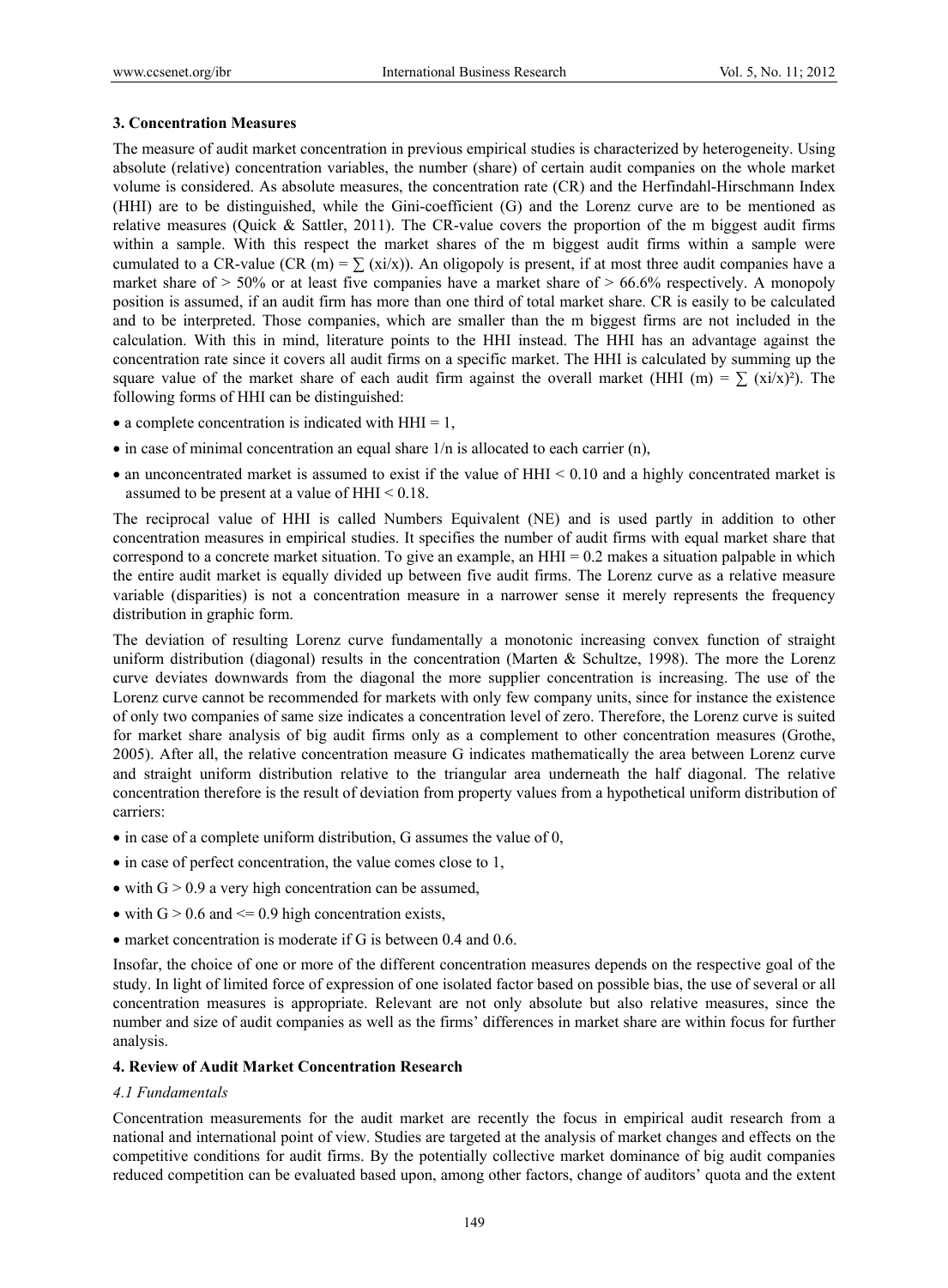### 3. Concentration Measures

The measure of audit market concentration in previous empirical studies is characterized by heterogeneity. Using absolute (relative) concentration variables, the number (share) of certain audit companies on the whole market volume is considered. As absolute measures, the concentration rate (CR) and the Herfindahl-Hirschmann Index (HHI) are to be distinguished, while the Gini-coefficient (G) and the Lorenz curve are to be mentioned as relative measures (Quick & Sattler, 2011). The CR-value covers the proportion of the m biggest audit firms within a sample. With this respect the market shares of the m biggest audit firms within a sample were cumulated to a CR-value ($CR(m) = \sum (xi/x)$). An oligopoly is present, if at most three audit companies have a market share of > 50% or at least five companies have a market share of > 66.6% respectively. A monopoly position is assumed, if an audit firm has more than one third of total market share. CR is easily to be calculated and to be interpreted. Those companies, which are smaller than the m biggest firms are not included in the calculation. With this in mind, literature points to the HHI instead. The HHI has an advantage against the concentration rate since it covers all audit firms on a specific market. The HHI is calculated by summing up the square value of the market share of each audit firm against the overall market ($HHI(m) = \sum (xi/x)^2$). The following forms of HHI can be distinguished:

- a complete concentration is indicated with HHI = 1,
- in case of minimal concentration an equal share 1/n is allocated to each carrier (n),
- an unconcentrated market is assumed to exist if the value of HHI < 0.10 and a highly concentrated market is assumed to be present at a value of HHI < 0.18.

The reciprocal value of HHI is called Numbers Equivalent (NE) and is used partly in addition to other concentration measures in empirical studies. It specifies the number of audit firms with equal market share that correspond to a concrete market situation. To give an example, an HHI = 0.2 makes a situation palpable in which the entire audit market is equally divided up between five audit firms. The Lorenz curve as a relative measure variable (disparities) is not a concentration measure in a narrower sense it merely represents the frequency distribution in graphic form.

The deviation of resulting Lorenz curve fundamentally a monotonic increasing convex function of straight uniform distribution (diagonal) results in the concentration (Marten & Schultze, 1998). The more the Lorenz curve deviates downwards from the diagonal the more supplier concentration is increasing. The use of the Lorenz curve cannot be recommended for markets with only few company units, since for instance the existence of only two companies of same size indicates a concentration level of zero. Therefore, the Lorenz curve is suited for market share analysis of big audit firms only as a complement to other concentration measures (Grothe, 2005). After all, the relative concentration measure G indicates mathematically the area between Lorenz curve and straight uniform distribution relative to the triangular area underneath the half diagonal. The relative concentration therefore is the result of deviation from property values from a hypothetical uniform distribution of carriers:

- in case of a complete uniform distribution, G assumes the value of 0,
- in case of perfect concentration, the value comes close to 1,
- with G > 0.9 a very high concentration can be assumed,
- with G > 0.6 and <= 0.9 high concentration exists,
- market concentration is moderate if G is between 0.4 and 0.6.

Insofar, the choice of one or more of the different concentration measures depends on the respective goal of the study. In light of limited force of expression of one isolated factor based on possible bias, the use of several or all concentration measures is appropriate. Relevant are not only absolute but also relative measures, since the number and size of audit companies as well as the firms' differences in market share are within focus for further analysis.

### 4. Review of Audit Market Concentration Research

#### *4.1 Fundamentals*

Concentration measurements for the audit market are recently the focus in empirical audit research from a national and international point of view. Studies are targeted at the analysis of market changes and effects on the competitive conditions for audit firms. By the potentially collective market dominance of big audit companies reduced competition can be evaluated based upon, among other factors, change of auditors' quota and the extent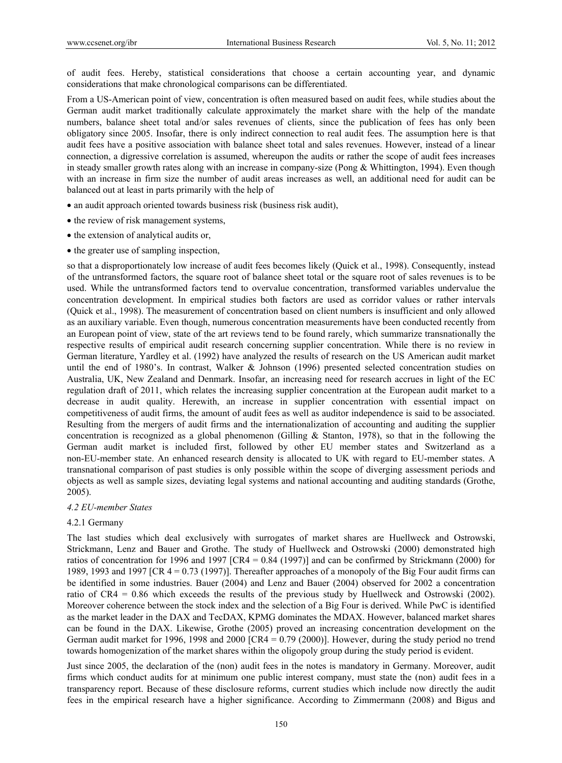of audit fees. Hereby, statistical considerations that choose a certain accounting year, and dynamic considerations that make chronological comparisons can be differentiated.

From a US-American point of view, concentration is often measured based on audit fees, while studies about the German audit market traditionally calculate approximately the market share with the help of the mandate numbers, balance sheet total and/or sales revenues of clients, since the publication of fees has only been obligatory since 2005. Insofar, there is only indirect connection to real audit fees. The assumption here is that audit fees have a positive association with balance sheet total and sales revenues. However, instead of a linear connection, a digressive correlation is assumed, whereupon the audits or rather the scope of audit fees increases in steady smaller growth rates along with an increase in company-size (Pong & Whittington, 1994). Even though with an increase in firm size the number of audit areas increases as well, an additional need for audit can be balanced out at least in parts primarily with the help of

- an audit approach oriented towards business risk (business risk audit),
- the review of risk management systems,
- the extension of analytical audits or,
- the greater use of sampling inspection,

so that a disproportionately low increase of audit fees becomes likely (Quick et al., 1998). Consequently, instead of the untransformed factors, the square root of balance sheet total or the square root of sales revenues is to be used. While the untransformed factors tend to overvalue concentration, transformed variables undervalue the concentration development. In empirical studies both factors are used as corridor values or rather intervals (Quick et al., 1998). The measurement of concentration based on client numbers is insufficient and only allowed as an auxiliary variable. Even though, numerous concentration measurements have been conducted recently from an European point of view, state of the art reviews tend to be found rarely, which summarize transnationally the respective results of empirical audit research concerning supplier concentration. While there is no review in German literature, Yardley et al. (1992) have analyzed the results of research on the US American audit market until the end of 1980's. In contrast, Walker & Johnson (1996) presented selected concentration studies on Australia, UK, New Zealand and Denmark. Insofar, an increasing need for research accrues in light of the EC regulation draft of 2011, which relates the increasing supplier concentration at the European audit market to a decrease in audit quality. Herewith, an increase in supplier concentration with essential impact on competitiveness of audit firms, the amount of audit fees as well as auditor independence is said to be associated. Resulting from the mergers of audit firms and the internationalization of accounting and auditing the supplier concentration is recognized as a global phenomenon (Gilling & Stanton, 1978), so that in the following the German audit market is included first, followed by other EU member states and Switzerland as a non-EU-member state. An enhanced research density is allocated to UK with regard to EU-member states. A transnational comparison of past studies is only possible within the scope of diverging assessment periods and objects as well as sample sizes, deviating legal systems and national accounting and auditing standards (Grothe, 2005).

*4.2 EU-member States*

4.2.1 Germany

The last studies which deal exclusively with surrogates of market shares are Huellweck and Ostrowski, Strickmann, Lenz and Bauer and Grothe. The study of Huellweck and Ostrowski (2000) demonstrated high ratios of concentration for 1996 and 1997 [$CR4 = 0.84$ (1997)] and can be confirmed by Strickmann (2000) for 1989, 1993 and 1997 [$CR\ 4 = 0.73$ (1997)]. Thereafter approaches of a monopoly of the Big Four audit firms can be identified in some industries. Bauer (2004) and Lenz and Bauer (2004) observed for 2002 a concentration ratio of $CR4 = 0.86$ which exceeds the results of the previous study by Huellweck and Ostrowski (2002). Moreover coherence between the stock index and the selection of a Big Four is derived. While PwC is identified as the market leader in the DAX and TecDAX, KPMG dominates the MDAX. However, balanced market shares can be found in the DAX. Likewise, Grothe (2005) proved an increasing concentration development on the German audit market for 1996, 1998 and 2000 [$CR4 = 0.79$ (2000)]. However, during the study period no trend towards homogenization of the market shares within the oligopoly group during the study period is evident.

Just since 2005, the declaration of the (non) audit fees in the notes is mandatory in Germany. Moreover, audit firms which conduct audits for at minimum one public interest company, must state the (non) audit fees in a transparency report. Because of these disclosure reforms, current studies which include now directly the audit fees in the empirical research have a higher significance. According to Zimmermann (2008) and Bigus and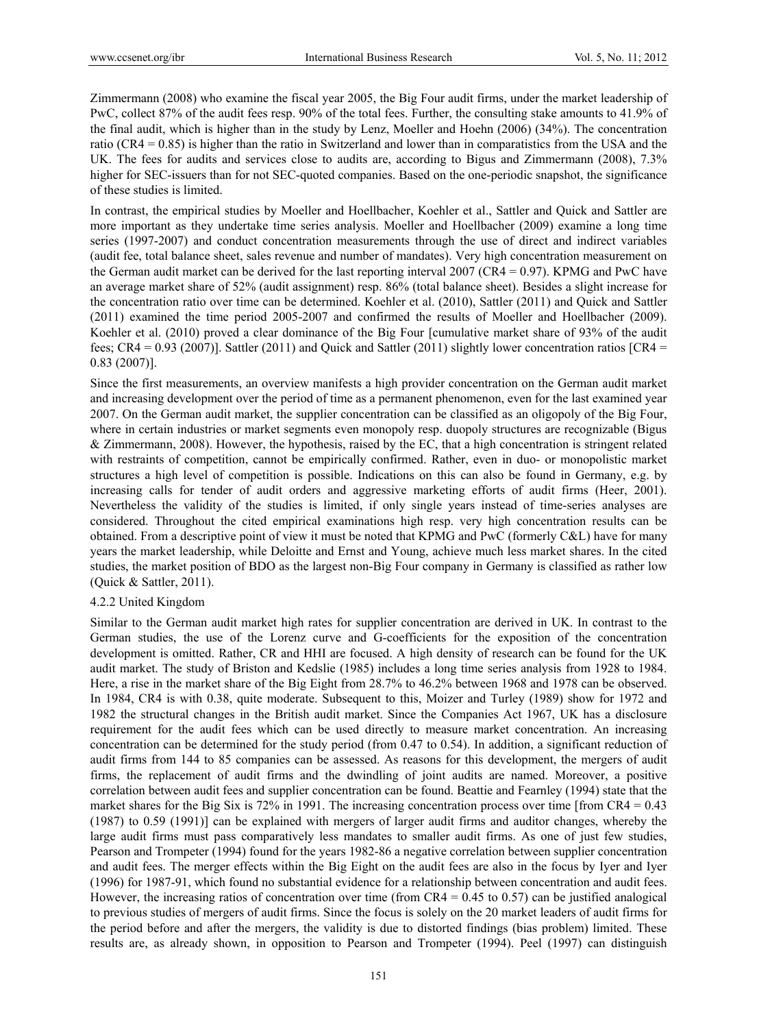Zimmermann (2008) who examine the fiscal year 2005, the Big Four audit firms, under the market leadership of PwC, collect 87% of the audit fees resp. 90% of the total fees. Further, the consulting stake amounts to 41.9% of the final audit, which is higher than in the study by Lenz, Moeller and Hoehn (2006) (34%). The concentration ratio (CR4 = 0.85) is higher than the ratio in Switzerland and lower than in comparatistics from the USA and the UK. The fees for audits and services close to audits are, according to Bigus and Zimmermann (2008), 7.3% higher for SEC-issuers than for not SEC-quoted companies. Based on the one-periodic snapshot, the significance of these studies is limited.

In contrast, the empirical studies by Moeller and Hoellbacher, Koehler et al., Sattler and Quick and Sattler are more important as they undertake time series analysis. Moeller and Hoellbacher (2009) examine a long time series (1997-2007) and conduct concentration measurements through the use of direct and indirect variables (audit fee, total balance sheet, sales revenue and number of mandates). Very high concentration measurement on the German audit market can be derived for the last reporting interval 2007 (CR4 = 0.97). KPMG and PwC have an average market share of 52% (audit assignment) resp. 86% (total balance sheet). Besides a slight increase for the concentration ratio over time can be determined. Koehler et al. (2010), Sattler (2011) and Quick and Sattler (2011) examined the time period 2005-2007 and confirmed the results of Moeller and Hoellbacher (2009). Koehler et al. (2010) proved a clear dominance of the Big Four [cumulative market share of 93% of the audit fees; CR4 = 0.93 (2007)]. Sattler (2011) and Quick and Sattler (2011) slightly lower concentration ratios [CR4 = 0.83 (2007)].

Since the first measurements, an overview manifests a high provider concentration on the German audit market and increasing development over the period of time as a permanent phenomenon, even for the last examined year 2007. On the German audit market, the supplier concentration can be classified as an oligopoly of the Big Four, where in certain industries or market segments even monopoly resp. duopoly structures are recognizable (Bigus & Zimmermann, 2008). However, the hypothesis, raised by the EC, that a high concentration is stringent related with restraints of competition, cannot be empirically confirmed. Rather, even in duo- or monopolistic market structures a high level of competition is possible. Indications on this can also be found in Germany, e.g. by increasing calls for tender of audit orders and aggressive marketing efforts of audit firms (Heer, 2001). Nevertheless the validity of the studies is limited, if only single years instead of time-series analyses are considered. Throughout the cited empirical examinations high resp. very high concentration results can be obtained. From a descriptive point of view it must be noted that KPMG and PwC (formerly C&L) have for many years the market leadership, while Deloitte and Ernst and Young, achieve much less market shares. In the cited studies, the market position of BDO as the largest non-Big Four company in Germany is classified as rather low (Quick & Sattler, 2011).

#### 4.2.2 United Kingdom

Similar to the German audit market high rates for supplier concentration are derived in UK. In contrast to the German studies, the use of the Lorenz curve and G-coefficients for the exposition of the concentration development is omitted. Rather, CR and HHI are focused. A high density of research can be found for the UK audit market. The study of Briston and Kedslie (1985) includes a long time series analysis from 1928 to 1984. Here, a rise in the market share of the Big Eight from 28.7% to 46.2% between 1968 and 1978 can be observed. In 1984, CR4 is with 0.38, quite moderate. Subsequent to this, Moizer and Turley (1989) show for 1972 and 1982 the structural changes in the British audit market. Since the Companies Act 1967, UK has a disclosure requirement for the audit fees which can be used directly to measure market concentration. An increasing concentration can be determined for the study period (from 0.47 to 0.54). In addition, a significant reduction of audit firms from 144 to 85 companies can be assessed. As reasons for this development, the mergers of audit firms, the replacement of audit firms and the dwindling of joint audits are named. Moreover, a positive correlation between audit fees and supplier concentration can be found. Beattie and Fearnley (1994) state that the market shares for the Big Six is 72% in 1991. The increasing concentration process over time [from CR4 = 0.43 (1987) to 0.59 (1991)] can be explained with mergers of larger audit firms and auditor changes, whereby the large audit firms must pass comparatively less mandates to smaller audit firms. As one of just few studies, Pearson and Trompeter (1994) found for the years 1982-86 a negative correlation between supplier concentration and audit fees. The merger effects within the Big Eight on the audit fees are also in the focus by Iyer and Iyer (1996) for 1987-91, which found no substantial evidence for a relationship between concentration and audit fees. However, the increasing ratios of concentration over time (from CR4 = 0.45 to 0.57) can be justified analogical to previous studies of mergers of audit firms. Since the focus is solely on the 20 market leaders of audit firms for the period before and after the mergers, the validity is due to distorted findings (bias problem) limited. These results are, as already shown, in opposition to Pearson and Trompeter (1994). Peel (1997) can distinguish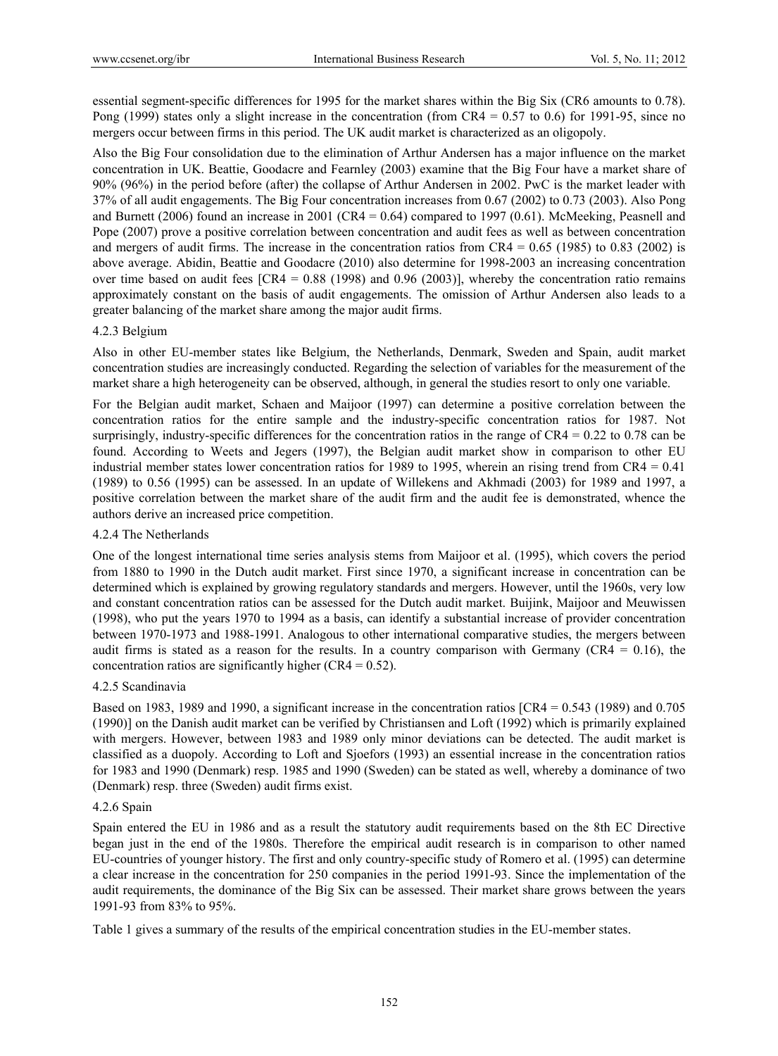essential segment-specific differences for 1995 for the market shares within the Big Six (CR6 amounts to 0.78). Pong (1999) states only a slight increase in the concentration (from CR4 = 0.57 to 0.6) for 1991-95, since no mergers occur between firms in this period. The UK audit market is characterized as an oligopoly.

Also the Big Four consolidation due to the elimination of Arthur Andersen has a major influence on the market concentration in UK. Beattie, Goodacre and Fearnley (2003) examine that the Big Four have a market share of 90% (96%) in the period before (after) the collapse of Arthur Andersen in 2002. PwC is the market leader with 37% of all audit engagements. The Big Four concentration increases from 0.67 (2002) to 0.73 (2003). Also Pong and Burnett (2006) found an increase in 2001 (CR4 = 0.64) compared to 1997 (0.61). McMeeking, Peasnell and Pope (2007) prove a positive correlation between concentration and audit fees as well as between concentration and mergers of audit firms. The increase in the concentration ratios from CR4 = 0.65 (1985) to 0.83 (2002) is above average. Abidin, Beattie and Goodacre (2010) also determine for 1998-2003 an increasing concentration over time based on audit fees [CR4 = 0.88 (1998) and 0.96 (2003)], whereby the concentration ratio remains approximately constant on the basis of audit engagements. The omission of Arthur Andersen also leads to a greater balancing of the market share among the major audit firms.

### 4.2.3 Belgium

Also in other EU-member states like Belgium, the Netherlands, Denmark, Sweden and Spain, audit market concentration studies are increasingly conducted. Regarding the selection of variables for the measurement of the market share a high heterogeneity can be observed, although, in general the studies resort to only one variable.

For the Belgian audit market, Schaen and Maijoor (1997) can determine a positive correlation between the concentration ratios for the entire sample and the industry-specific concentration ratios for 1987. Not surprisingly, industry-specific differences for the concentration ratios in the range of CR4 = 0.22 to 0.78 can be found. According to Weets and Jegers (1997), the Belgian audit market show in comparison to other EU industrial member states lower concentration ratios for 1989 to 1995, wherein an rising trend from CR4 = 0.41 (1989) to 0.56 (1995) can be assessed. In an update of Willekens and Akhmadi (2003) for 1989 and 1997, a positive correlation between the market share of the audit firm and the audit fee is demonstrated, whence the authors derive an increased price competition.

### 4.2.4 The Netherlands

One of the longest international time series analysis stems from Maijoor et al. (1995), which covers the period from 1880 to 1990 in the Dutch audit market. First since 1970, a significant increase in concentration can be determined which is explained by growing regulatory standards and mergers. However, until the 1960s, very low and constant concentration ratios can be assessed for the Dutch audit market. Buijink, Maijoor and Meuwissen (1998), who put the years 1970 to 1994 as a basis, can identify a substantial increase of provider concentration between 1970-1973 and 1988-1991. Analogous to other international comparative studies, the mergers between audit firms is stated as a reason for the results. In a country comparison with Germany (CR4 = 0.16), the concentration ratios are significantly higher (CR4 = 0.52).

### 4.2.5 Scandinavia

Based on 1983, 1989 and 1990, a significant increase in the concentration ratios [CR4 = 0.543 (1989) and 0.705 (1990)] on the Danish audit market can be verified by Christiansen and Loft (1992) which is primarily explained with mergers. However, between 1983 and 1989 only minor deviations can be detected. The audit market is classified as a duopoly. According to Loft and Sjoefors (1993) an essential increase in the concentration ratios for 1983 and 1990 (Denmark) resp. 1985 and 1990 (Sweden) can be stated as well, whereby a dominance of two (Denmark) resp. three (Sweden) audit firms exist.

### 4.2.6 Spain

Spain entered the EU in 1986 and as a result the statutory audit requirements based on the 8th EC Directive began just in the end of the 1980s. Therefore the empirical audit research is in comparison to other named EU-countries of younger history. The first and only country-specific study of Romero et al. (1995) can determine a clear increase in the concentration for 250 companies in the period 1991-93. Since the implementation of the audit requirements, the dominance of the Big Six can be assessed. Their market share grows between the years 1991-93 from 83% to 95%.

Table 1 gives a summary of the results of the empirical concentration studies in the EU-member states.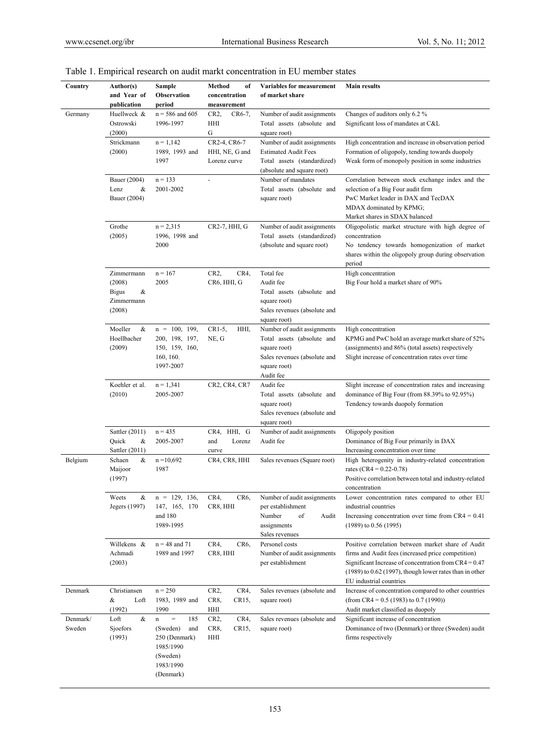Table 1. Empirical research on audit markt concentration in EU member states

| Country | Author(s) and Year of publication | Sample Observation period | Method of concentration measurement | Variables for measurement of market share | Main results |
|---|---|---|---|---|---|
| Germany | Huellweck & Ostrowski (2000) | n = 586 and 605 1996-1997 | CR2, CR6-7, HHI G | Number of audit assignments Total assets (absolute and square root) | Changes of auditors only 6.2 % Significant loss of mandates at C&L |
| | Strickmann (2000) | n = 1,142 1989, 1993 and 1997 | CR2-4, CR6-7 HHI, NE, G and Lorenz curve | Number of audit assignments Estimated Audit Fees Total assets (standardized) (absolute and square root) | High concentration and increase in observation period Formation of oligopoly, tending towards duopoly Weak form of monopoly position in some industries |
| | Bauer (2004) Lenz & Bauer (2004) | n = 133 2001-2002 | - | Number of mandates Total assets (absolute and square root) | Correlation between stock exchange index and the selection of a Big Four audit firm PwC Market leader in DAX and TecDAX MDAX dominated by KPMG; Market shares in SDAX balanced |
| | Grothe (2005) | n = 2,315 1996, 1998 and 2000 | CR2-7, HHI, G | Number of audit assignments Total assets (standardized) (absolute and square root) | Oligopolistic market structure with high degree of concentration No tendency towards homogenization of market shares within the oligopoly group during observation period |
| | Zimmermann (2008) Bigus & Zimmermann (2008) | n = 167 2005 | CR2, CR4, CR6, HHI, G | Total fee Audit fee Total assets (absolute and square root) Sales revenues (absolute and square root) | High concentration Big Four hold a market share of 90% |
| | Moeller & Hoellbacher (2009) | n = 100, 199, 200, 198, 197, 150, 159, 160, 160, 160. 1997-2007 | CR1-5, HHI, NE, G | Number of audit assignments Total assets (absolute and square root) Sales revenues (absolute and square root) Audit fee | High concentration KPMG and PwC hold an average market share of 52% (assignments) and 86% (total assets) respectively Slight increase of concentration rates over time |
| | Koehler et al. (2010) | n = 1,341 2005-2007 | CR2, CR4, CR7 | Audit fee Total assets (absolute and square root) Sales revenues (absolute and square root) | Slight increase of concentration rates and increasing dominance of Big Four (from 88.39% to 92.95%) Tendency towards duopoly formation |
| | Sattler (2011) Quick & Sattler (2011) | n = 435 2005-2007 | CR4, HHI, G and Lorenz curve | Number of audit assignments Audit fee | Oligopoly position Dominance of Big Four primarily in DAX Increasing concentration over time |
| Belgium | Schaen & Maijoor (1997) | n =10,692 1987 | CR4, CR8, HHI | Sales revenues (Square root) | High heterogenity in industry-related concentration rates (CR4 = 0.22-0.78) Positive correlation between total and industry-related concentration |
| | Weets & Jegers (1997) | n = 129, 136, 147, 165, 170 and 180 1989-1995 | CR4, CR6, CR8, HHI | Number of audit assignments per establishment Number of Audit assignments Sales revenues | Lower concentration rates compared to other EU industrial countries Increasing concentration over time from CR4 = 0.41 (1989) to 0.56 (1995) |
| | Willekens & Achmadi (2003) | n = 48 and 71 1989 and 1997 | CR4, CR6, CR8, HHI | Personel costs Number of audit assignments per establishment | Positive correlation between market share of Audit firms and Audit fees (increased price competition) Significant Increase of concentration from CR4 = 0.47 (1989) to 0.62 (1997), though lower rates than in other EU industrial countries |
| Denmark | Christiansen & Loft (1992) | n = 250 1983, 1989 and 1990 | CR2, CR4, CR8, CR15, HHI | Sales revenues (absolute and square root) | Increase of concentration compared to other countries (from CR4 = 0.5 (1983) to 0.7 (1990)) Audit market classified as duopoly |
| Denmark/ Sweden | Loft & Sjoefors (1993) | n = 185 (Sweden) and 250 (Denmark) 1985/1990 (Sweden) 1983/1990 (Denmark) | CR2, CR4, CR8, CR15, HHI | Sales revenues (absolute and square root) | Significant increase of concentration Dominance of two (Denmark) or three (Sweden) audit firms respectively |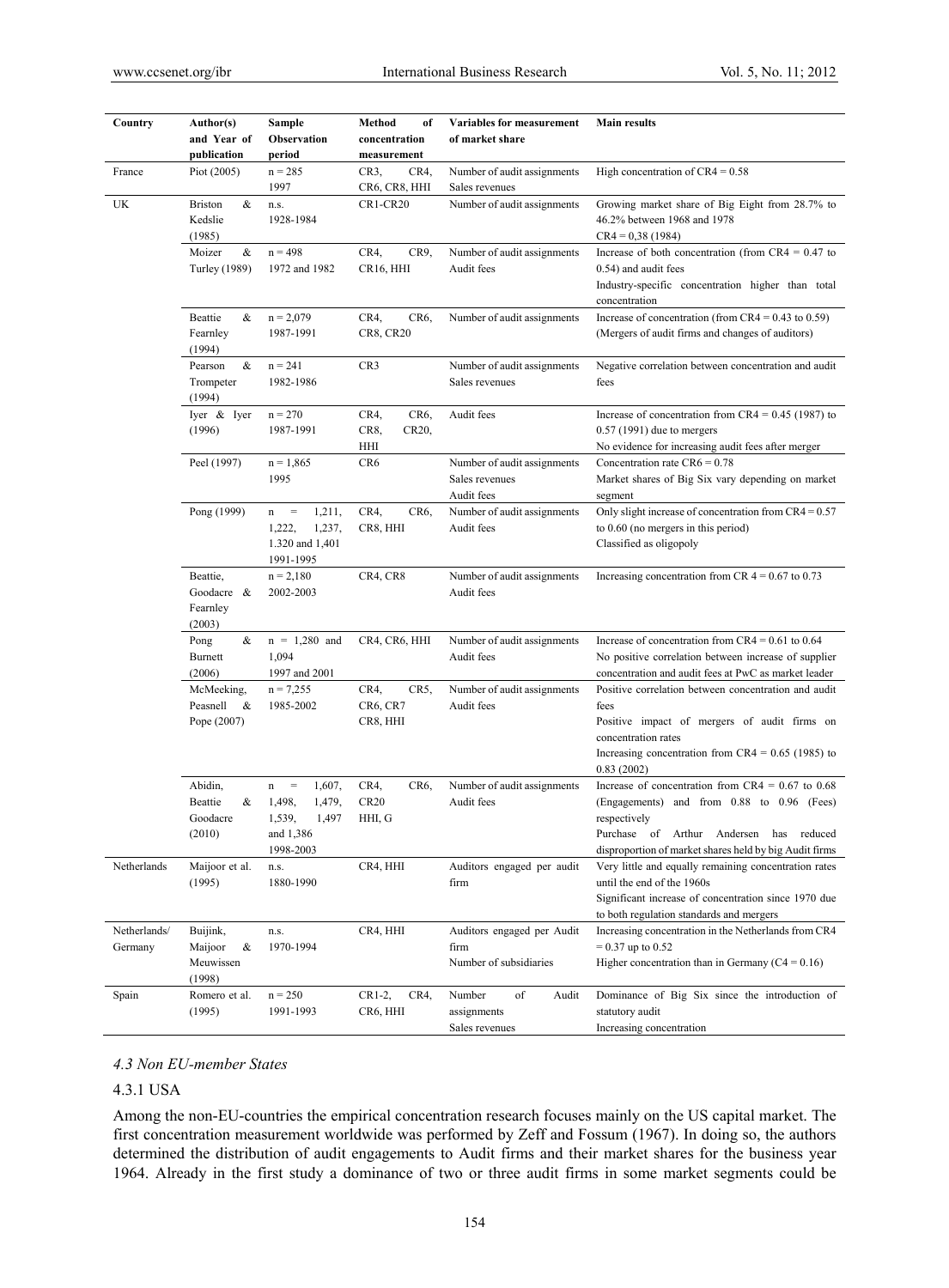| Country | Author(s) and Year of publication | Sample Observation period | Method of concentration measurement | Variables for measurement of market share | Main results |
|---|---|---|---|---|---|
| France | Piot (2005) | n = 285<br>1997 | CR3, CR4, CR6, CR8, HHI | Number of audit assignments<br>Sales revenues | High concentration of CR4 = 0.58 |
| UK | Briston & Kedslie (1985) | n.s.<br>1928-1984 | CR1-CR20 | Number of audit assignments | Growing market share of Big Eight from 28.7% to 46.2% between 1968 and 1978<br>CR4 = 0,38 (1984) |
| | Moizer & Turley (1989) | n = 498<br>1972 and 1982 | CR4, CR9, CR16, HHI | Number of audit assignments<br>Audit fees | Increase of both concentration (from CR4 = 0.47 to 0.54) and audit fees<br>Industry-specific concentration higher than total concentration |
| | Beattie & Fearnley (1994) | n = 2,079<br>1987-1991 | CR4, CR6, CR8, CR20 | Number of audit assignments | Increase of concentration (from CR4 = 0.43 to 0.59)<br>(Mergers of audit firms and changes of auditors) |
| | Pearson & Trompeter (1994) | n = 241<br>1982-1986 | CR3 | Number of audit assignments<br>Sales revenues | Negative correlation between concentration and audit fees |
| | Iyer & Iyer (1996) | n = 270<br>1987-1991 | CR4, CR6, CR8, CR20, HHI | Audit fees | Increase of concentration from CR4 = 0.45 (1987) to 0.57 (1991) due to mergers<br>No evidence for increasing audit fees after merger |
| | Peel (1997) | n = 1,865<br>1995 | CR6 | Number of audit assignments<br>Sales revenues<br>Audit fees | Concentration rate CR6 = 0.78<br>Market shares of Big Six vary depending on market segment |
| | Pong (1999) | n = 1,211, 1,222, 1,237, 1.320 and 1,401<br>1991-1995 | CR4, CR6, CR8, HHI | Number of audit assignments<br>Audit fees | Only slight increase of concentration from CR4 = 0.57 to 0.60 (no mergers in this period)<br>Classified as oligopoly |
| | Beattie, Goodacre & Fearnley (2003) | n = 2,180<br>2002-2003 | CR4, CR8 | Number of audit assignments<br>Audit fees | Increasing concentration from CR 4 = 0.67 to 0.73 |
| | Pong & Burnett (2006) | n = 1,280 and 1,094<br>1997 and 2001 | CR4, CR6, HHI | Number of audit assignments<br>Audit fees | Increase of concentration from CR4 = 0.61 to 0.64<br>No positive correlation between increase of supplier concentration and audit fees at PwC as market leader |
| | McMeeking, Peasnell & Pope (2007) | n = 7,255<br>1985-2002 | CR4, CR5, CR6, CR7 CR8, HHI | Number of audit assignments<br>Audit fees | Positive correlation between concentration and audit fees<br>Positive impact of mergers of audit firms on concentration rates<br>Increasing concentration from CR4 = 0.65 (1985) to 0.83 (2002) |
| | Abidin, Beattie & Goodacre (2010) | n = 1,607, 1,498, 1,479, 1,539, 1,497 and 1,386<br>1998-2003 | CR4, CR6, CR20 HHI, G | Number of audit assignments<br>Audit fees | Increase of concentration from CR4 = 0.67 to 0.68 (Engagements) and from 0.88 to 0.96 (Fees) respectively<br>Purchase of Arthur Andersen has reduced disproportion of market shares held by big Audit firms |
| Netherlands | Maijoor et al. (1995) | n.s.<br>1880-1990 | CR4, HHI | Auditors engaged per audit firm | Very little and equally remaining concentration rates until the end of the 1960s<br>Significant increase of concentration since 1970 due to both regulation standards and mergers |
| Netherlands/ Germany | Buijink, Maijoor & Meuwissen (1998) | n.s.<br>1970-1994 | CR4, HHI | Auditors engaged per Audit firm<br>Number of subsidiaries | Increasing concentration in the Netherlands from CR4 = 0.37 up to 0.52<br>Higher concentration than in Germany (C4 = 0.16) |
| Spain | Romero et al. (1995) | n = 250<br>1991-1993 | CR1-2, CR4, CR6, HHI | Number of Audit assignments<br>Sales revenues | Dominance of Big Six since the introduction of statutory audit<br>Increasing concentration |

### *4.3 Non EU-member States*

#### 4.3.1 USA

Among the non-EU-countries the empirical concentration research focuses mainly on the US capital market. The first concentration measurement worldwide was performed by Zeff and Fossum (1967). In doing so, the authors determined the distribution of audit engagements to Audit firms and their market shares for the business year 1964. Already in the first study a dominance of two or three audit firms in some market segments could be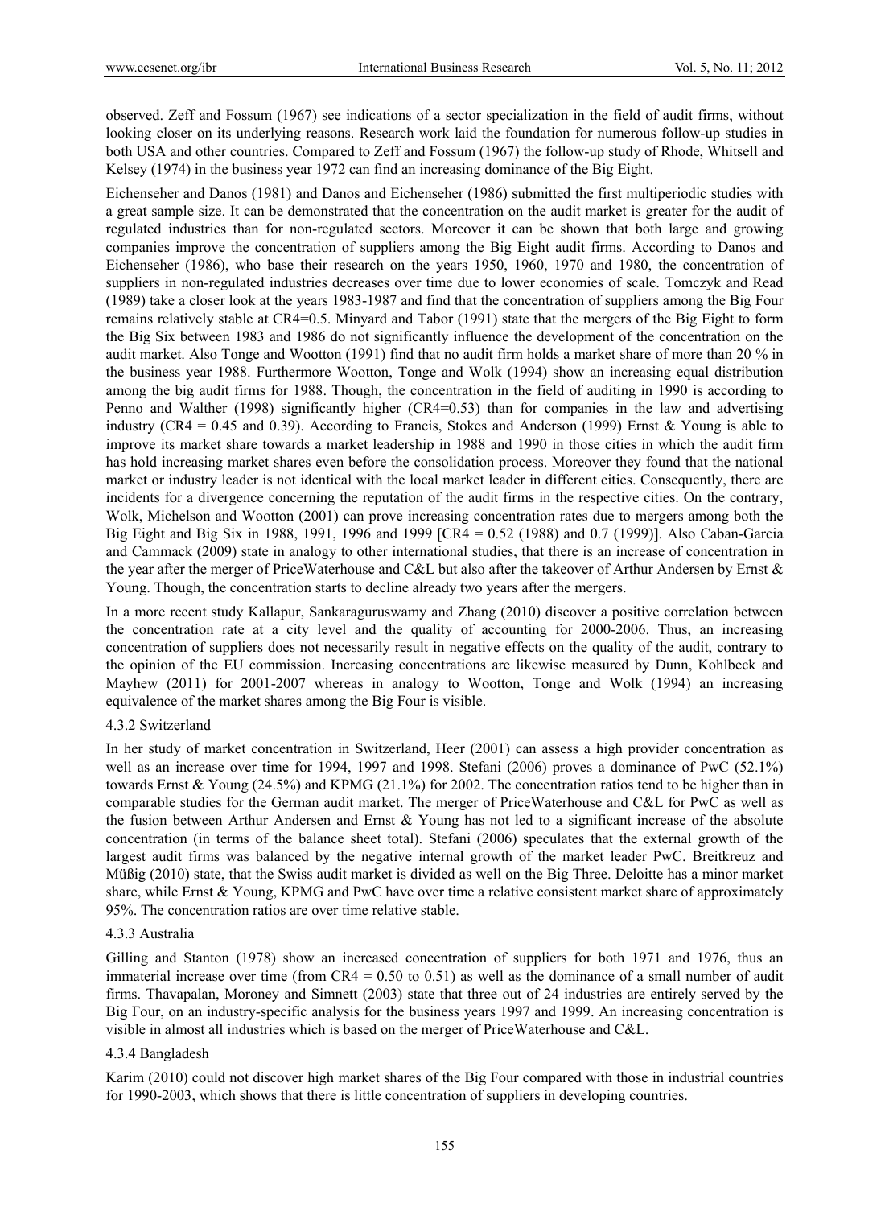observed. Zeff and Fossum (1967) see indications of a sector specialization in the field of audit firms, without looking closer on its underlying reasons. Research work laid the foundation for numerous follow-up studies in both USA and other countries. Compared to Zeff and Fossum (1967) the follow-up study of Rhode, Whitsell and Kelsey (1974) in the business year 1972 can find an increasing dominance of the Big Eight.

Eichenseher and Danos (1981) and Danos and Eichenseher (1986) submitted the first multiperiodic studies with a great sample size. It can be demonstrated that the concentration on the audit market is greater for the audit of regulated industries than for non-regulated sectors. Moreover it can be shown that both large and growing companies improve the concentration of suppliers among the Big Eight audit firms. According to Danos and Eichenseher (1986), who base their research on the years 1950, 1960, 1970 and 1980, the concentration of suppliers in non-regulated industries decreases over time due to lower economies of scale. Tomczyk and Read (1989) take a closer look at the years 1983-1987 and find that the concentration of suppliers among the Big Four remains relatively stable at CR4=0.5. Minyard and Tabor (1991) state that the mergers of the Big Eight to form the Big Six between 1983 and 1986 do not significantly influence the development of the concentration on the audit market. Also Tonge and Wootton (1991) find that no audit firm holds a market share of more than 20 % in the business year 1988. Furthermore Wootton, Tonge and Wolk (1994) show an increasing equal distribution among the big audit firms for 1988. Though, the concentration in the field of auditing in 1990 is according to Penno and Walther (1998) significantly higher (CR4=0.53) than for companies in the law and advertising industry (CR4 = 0.45 and 0.39). According to Francis, Stokes and Anderson (1999) Ernst & Young is able to improve its market share towards a market leadership in 1988 and 1990 in those cities in which the audit firm has hold increasing market shares even before the consolidation process. Moreover they found that the national market or industry leader is not identical with the local market leader in different cities. Consequently, there are incidents for a divergence concerning the reputation of the audit firms in the respective cities. On the contrary, Wolk, Michelson and Wootton (2001) can prove increasing concentration rates due to mergers among both the Big Eight and Big Six in 1988, 1991, 1996 and 1999 [CR4 = 0.52 (1988) and 0.7 (1999)]. Also Caban-Garcia and Cammack (2009) state in analogy to other international studies, that there is an increase of concentration in the year after the merger of PriceWaterhouse and C&L but also after the takeover of Arthur Andersen by Ernst & Young. Though, the concentration starts to decline already two years after the mergers.

In a more recent study Kallapur, Sankaraguruswamy and Zhang (2010) discover a positive correlation between the concentration rate at a city level and the quality of accounting for 2000-2006. Thus, an increasing concentration of suppliers does not necessarily result in negative effects on the quality of the audit, contrary to the opinion of the EU commission. Increasing concentrations are likewise measured by Dunn, Kohlbeck and Mayhew (2011) for 2001-2007 whereas in analogy to Wootton, Tonge and Wolk (1994) an increasing equivalence of the market shares among the Big Four is visible.

#### 4.3.2 Switzerland

In her study of market concentration in Switzerland, Heer (2001) can assess a high provider concentration as well as an increase over time for 1994, 1997 and 1998. Stefani (2006) proves a dominance of PwC (52.1%) towards Ernst & Young (24.5%) and KPMG (21.1%) for 2002. The concentration ratios tend to be higher than in comparable studies for the German audit market. The merger of PriceWaterhouse and C&L for PwC as well as the fusion between Arthur Andersen and Ernst & Young has not led to a significant increase of the absolute concentration (in terms of the balance sheet total). Stefani (2006) speculates that the external growth of the largest audit firms was balanced by the negative internal growth of the market leader PwC. Breitkreuz and Müßig (2010) state, that the Swiss audit market is divided as well on the Big Three. Deloitte has a minor market share, while Ernst & Young, KPMG and PwC have over time a relative consistent market share of approximately 95%. The concentration ratios are over time relative stable.

#### 4.3.3 Australia

Gilling and Stanton (1978) show an increased concentration of suppliers for both 1971 and 1976, thus an immaterial increase over time (from CR4 = 0.50 to 0.51) as well as the dominance of a small number of audit firms. Thavapalan, Moroney and Simnett (2003) state that three out of 24 industries are entirely served by the Big Four, on an industry-specific analysis for the business years 1997 and 1999. An increasing concentration is visible in almost all industries which is based on the merger of PriceWaterhouse and C&L.

#### 4.3.4 Bangladesh

Karim (2010) could not discover high market shares of the Big Four compared with those in industrial countries for 1990-2003, which shows that there is little concentration of suppliers in developing countries.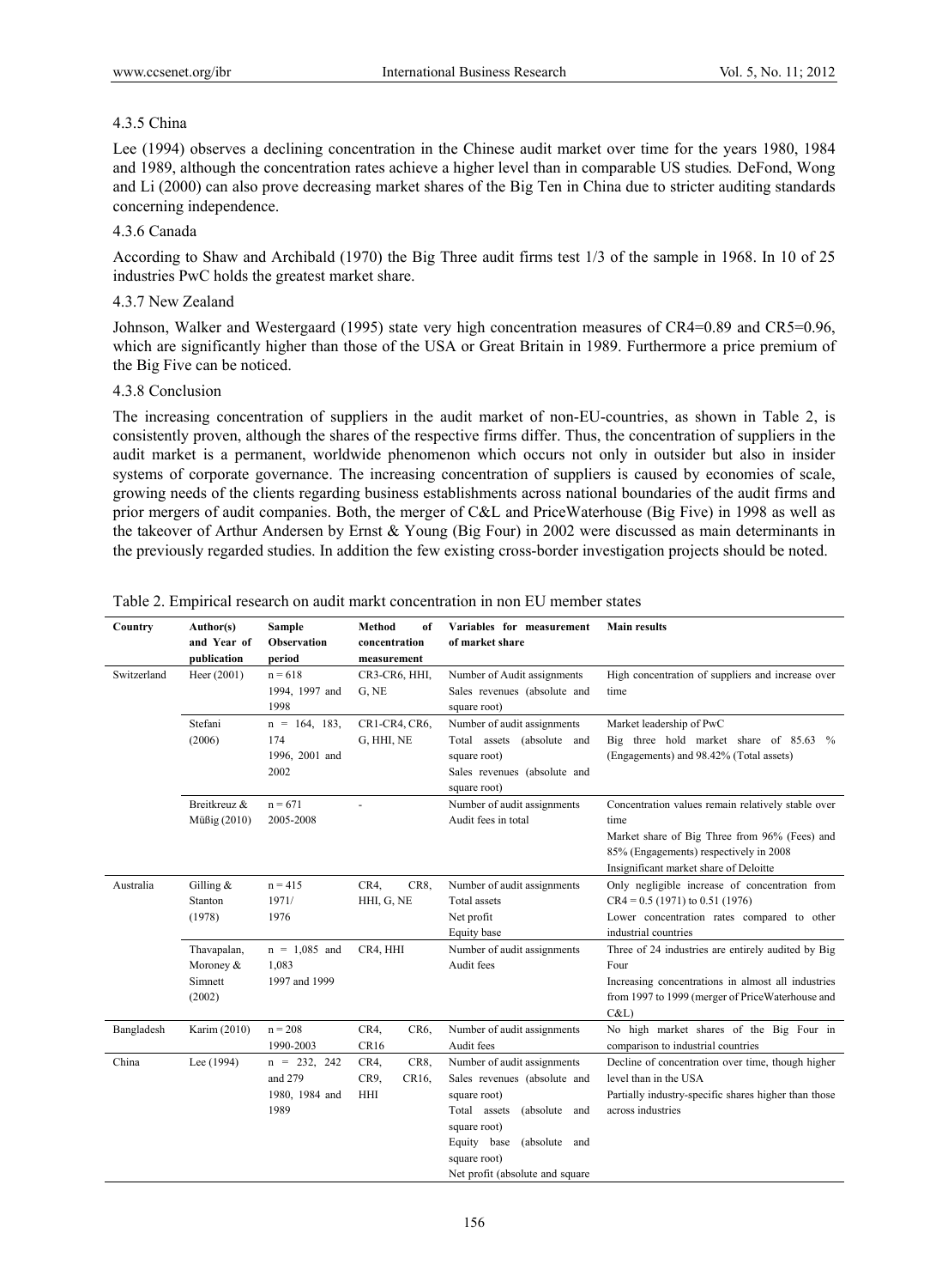#### 4.3.5 China

Lee (1994) observes a declining concentration in the Chinese audit market over time for the years 1980, 1984 and 1989, although the concentration rates achieve a higher level than in comparable US studies. DeFond, Wong and Li (2000) can also prove decreasing market shares of the Big Ten in China due to stricter auditing standards concerning independence.

#### 4.3.6 Canada

According to Shaw and Archibald (1970) the Big Three audit firms test 1/3 of the sample in 1968. In 10 of 25 industries PwC holds the greatest market share.

#### 4.3.7 New Zealand

Johnson, Walker and Westergaard (1995) state very high concentration measures of CR4=0.89 and CR5=0.96, which are significantly higher than those of the USA or Great Britain in 1989. Furthermore a price premium of the Big Five can be noticed.

#### 4.3.8 Conclusion

The increasing concentration of suppliers in the audit market of non-EU-countries, as shown in Table 2, is consistently proven, although the shares of the respective firms differ. Thus, the concentration of suppliers in the audit market is a permanent, worldwide phenomenon which occurs not only in outsider but also in insider systems of corporate governance. The increasing concentration of suppliers is caused by economies of scale, growing needs of the clients regarding business establishments across national boundaries of the audit firms and prior mergers of audit companies. Both, the merger of C&L and PriceWaterhouse (Big Five) in 1998 as well as the takeover of Arthur Andersen by Ernst & Young (Big Four) in 2002 were discussed as main determinants in the previously regarded studies. In addition the few existing cross-border investigation projects should be noted.

Table 2. Empirical research on audit markt concentration in non EU member states

| Country | Author(s) and Year of publication | Sample Observation period | Method of concentration measurement | Variables for measurement of market share | Main results |
|---|---|---|---|---|---|
| Switzerland | Heer (2001) | n = 618 1994, 1997 and 1998 | CR3-CR6, HHI, G, NE | Number of Audit assignments Sales revenues (absolute and square root) | High concentration of suppliers and increase over time |
| | Stefani (2006) | n = 164, 183, 174 1996, 2001 and 2002 | CR1-CR4, CR6, G, HHI, NE | Number of audit assignments Total assets (absolute and square root) Sales revenues (absolute and square root) | Market leadership of PwC Big three hold market share of 85.63 % (Engagements) and 98.42% (Total assets) |
| | Breitkreuz & Müßig (2010) | n = 671 2005-2008 | - | Number of audit assignments Audit fees in total | Concentration values remain relatively stable over time Market share of Big Three from 96% (Fees) and 85% (Engagements) respectively in 2008 Insignificant market share of Deloitte |
| Australia | Gilling & Stanton (1978) | n = 415 1971/ 1976 | CR4, CR8, HHI, G, NE | Number of audit assignments Total assets Net profit Equity base | Only negligible increase of concentration from CR4 = 0.5 (1971) to 0.51 (1976) Lower concentration rates compared to other industrial countries |
| | Thavapalan, Moroney & Simnett (2002) | n = 1,085 and 1,083 1997 and 1999 | CR4, HHI | Number of audit assignments Audit fees | Three of 24 industries are entirely audited by Big Four Increasing concentrations in almost all industries from 1997 to 1999 (merger of PriceWaterhouse and C&L) |
| Bangladesh | Karim (2010) | n = 208 1990-2003 | CR4, CR6, CR16 | Number of audit assignments Audit fees | No high market shares of the Big Four in comparison to industrial countries |
| China | Lee (1994) | n = 232, 242 and 279 1980, 1984 and 1989 | CR4, CR8, CR9, CR16, HHI | Number of audit assignments Sales revenues (absolute and square root) Total assets (absolute and square root) Equity base (absolute and square root) Net profit (absolute and square | Decline of concentration over time, though higher level than in the USA Partially industry-specific shares higher than those across industries |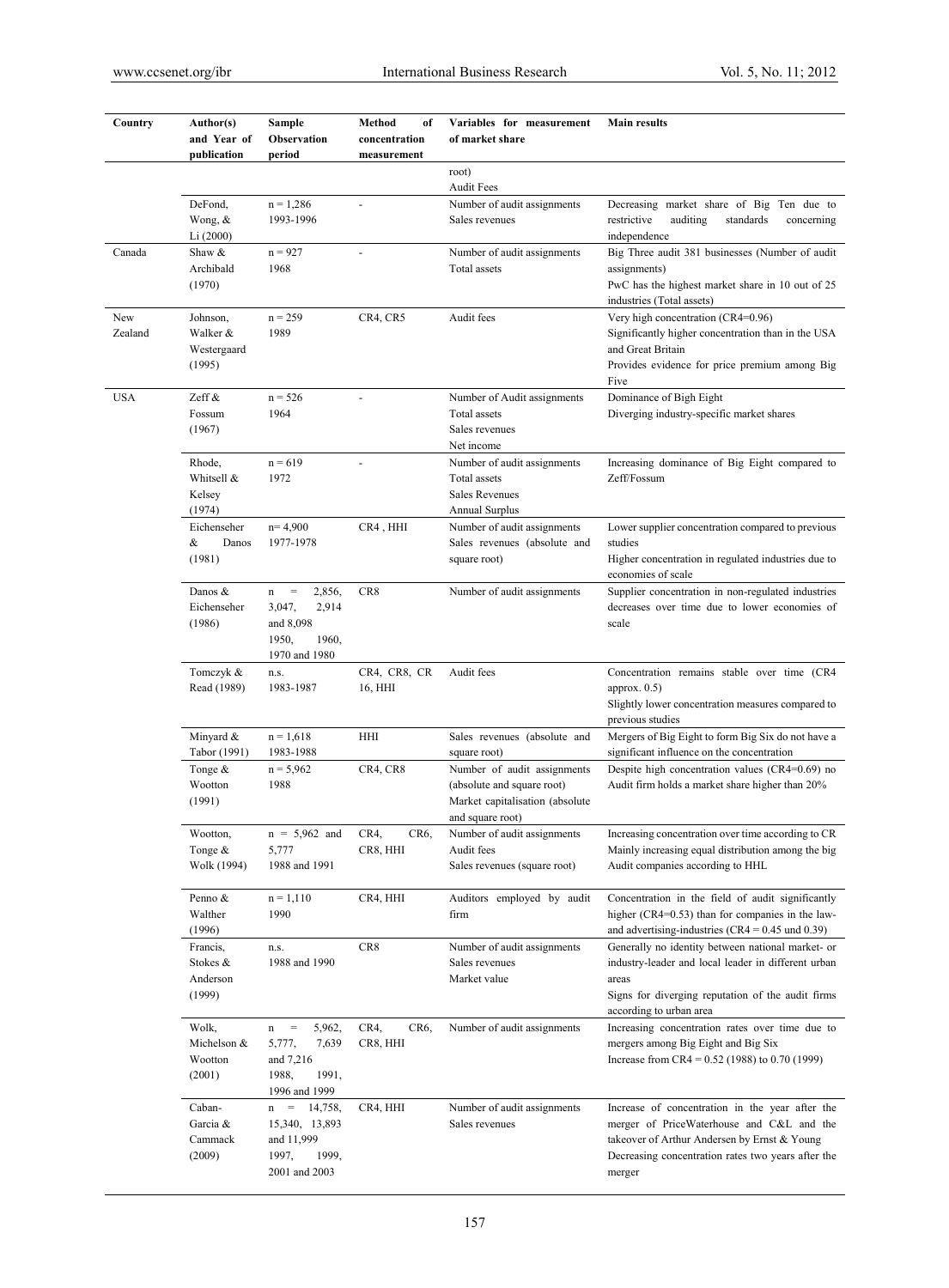| Country | Author(s) and Year of publication | Sample Observation period | Method of concentration measurement | Variables for measurement of market share | Main results |
|---|---|---|---|---|---|
| | | | | root) Audit Fees | |
| | DeFond, Wong, & Li (2000) | n = 1,286 1993-1996 | - | Number of audit assignments Sales revenues | Decreasing market share of Big Ten due to restrictive auditing standards concerning independence |
| Canada | Shaw & Archibald (1970) | n = 927 1968 | - | Number of audit assignments Total assets | Big Three audit 381 businesses (Number of audit assignments) PwC has the highest market share in 10 out of 25 industries (Total assets) |
| New Zealand | Johnson, Walker & Westergaard (1995) | n = 259 1989 | CR4, CR5 | Audit fees | Very high concentration (CR4=0.96) Significantly higher concentration than in the USA and Great Britain Provides evidence for price premium among Big Five |
| USA | Zeff & Fossum (1967) | n = 526 1964 | - | Number of Audit assignments Total assets Sales revenues Net income | Dominance of Bigh Eight Diverging industry-specific market shares |
| | Rhode, Whitsell & Kelsey (1974) | n = 619 1972 | - | Number of audit assignments Total assets Sales Revenues Annual Surplus | Increasing dominance of Big Eight compared to Zeff/Fossum |
| | Eichenseher & Danos (1981) | n= 4,900 1977-1978 | CR4 , HHI | Number of audit assignments Sales revenues (absolute and square root) | Lower supplier concentration compared to previous studies Higher concentration in regulated industries due to economies of scale |
| | Danos & Eichenseher (1986) | n = 2,856, 3,047, 2,914 and 8,098 1950, 1960, 1970 and 1980 | CR8 | Number of audit assignments | Supplier concentration in non-regulated industries decreases over time due to lower economies of scale |
| | Tomczyk & Read (1989) | n.s. 1983-1987 | CR4, CR8, CR 16, HHI | Audit fees | Concentration remains stable over time (CR4 approx. 0.5) Slightly lower concentration measures compared to previous studies |
| | Minyard & Tabor (1991) | n = 1,618 1983-1988 | HHI | Sales revenues (absolute and square root) | Mergers of Big Eight to form Big Six do not have a significant influence on the concentration |
| | Tonge & Wootton (1991) | n = 5,962 1988 | CR4, CR8 | Number of audit assignments (absolute and square root) Market capitalisation (absolute and square root) | Despite high concentration values (CR4=0.69) no Audit firm holds a market share higher than 20% |
| | Wootton, Tonge & Wolk (1994) | n = 5,962 and 5,777 1988 and 1991 | CR4, CR6, CR8, HHI | Number of audit assignments Audit fees Sales revenues (square root) | Increasing concentration over time according to CR Mainly increasing equal distribution among the big Audit companies according to HHL |
| | Penno & Walther (1996) | n = 1,110 1990 | CR4, HHI | Auditors employed by audit firm | Concentration in the field of audit significantly higher (CR4=0.53) than for companies in the law- and advertising-industries (CR4 = 0.45 und 0.39) |
| | Francis, Stokes & Anderson (1999) | n.s. 1988 and 1990 | CR8 | Number of audit assignments Sales revenues Market value | Generally no identity between national market- or industry-leader and local leader in different urban areas Signs for diverging reputation of the audit firms according to urban area |
| | Wolk, Michelson & Wootton (2001) | n = 5,962, 5,777, 7,639 and 7,216 1988, 1991, 1996 and 1999 | CR4, CR6, CR8, HHI | Number of audit assignments | Increasing concentration rates over time due to mergers among Big Eight and Big Six Increase from CR4 = 0.52 (1988) to 0.70 (1999) |
| | Caban-Garcia & Cammack (2009) | n = 14,758, 15,340, 13,893 and 11,999 1997, 1999, 2001 and 2003 | CR4, HHI | Number of audit assignments Sales revenues | Increase of concentration in the year after the merger of PriceWaterhouse and C&L and the takeover of Arthur Andersen by Ernst & Young Decreasing concentration rates two years after the merger |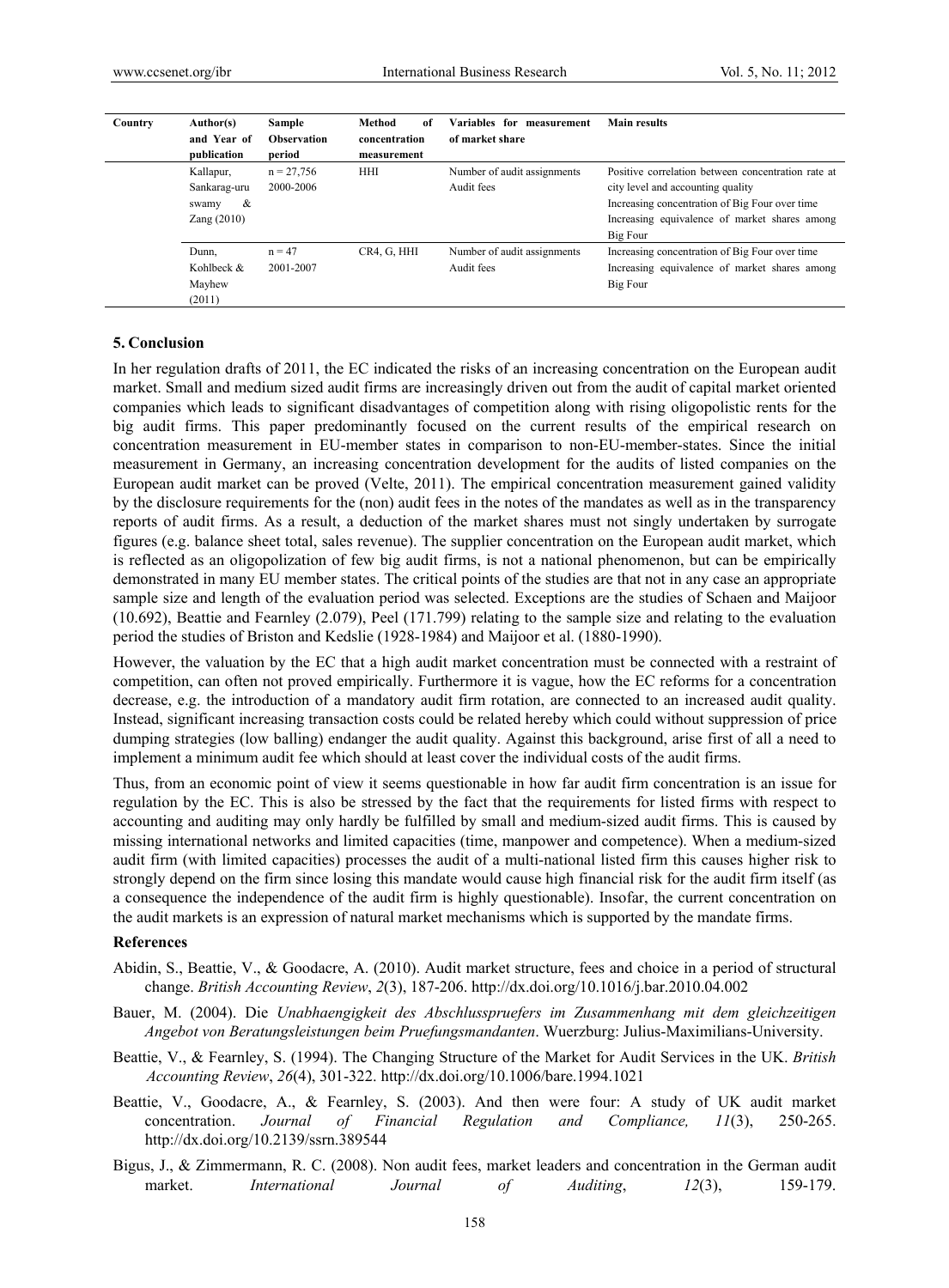| Country | Author(s) and Year of publication | Sample Observation period | Method of concentration measurement | Variables for measurement of market share | Main results |
|---|---|---|---|---|---|
| | Kallapur, Sankarag-uruswamy & Zang (2010) | n = 27,756 2000-2006 | HHI | Number of audit assignments Audit fees | Positive correlation between concentration rate at city level and accounting quality Increasing concentration of Big Four over time Increasing equivalence of market shares among Big Four |
| | Dunn, Kohlbeck & Mayhew (2011) | n = 47 2001-2007 | CR4, G, HHI | Number of audit assignments Audit fees | Increasing concentration of Big Four over time Increasing equivalence of market shares among Big Four |

## 5. Conclusion

In her regulation drafts of 2011, the EC indicated the risks of an increasing concentration on the European audit market. Small and medium sized audit firms are increasingly driven out from the audit of capital market oriented companies which leads to significant disadvantages of competition along with rising oligopolistic rents for the big audit firms. This paper predominantly focused on the current results of the empirical research on concentration measurement in EU-member states in comparison to non-EU-member-states. Since the initial measurement in Germany, an increasing concentration development for the audits of listed companies on the European audit market can be proved (Velte, 2011). The empirical concentration measurement gained validity by the disclosure requirements for the (non) audit fees in the notes of the mandates as well as in the transparency reports of audit firms. As a result, a deduction of the market shares must not singly undertaken by surrogate figures (e.g. balance sheet total, sales revenue). The supplier concentration on the European audit market, which is reflected as an oligopolization of few big audit firms, is not a national phenomenon, but can be empirically demonstrated in many EU member states. The critical points of the studies are that not in any case an appropriate sample size and length of the evaluation period was selected. Exceptions are the studies of Schaen and Maijoor (10.692), Beattie and Fearnley (2.079), Peel (171.799) relating to the sample size and relating to the evaluation period the studies of Briston and Kedslie (1928-1984) and Maijoor et al. (1880-1990).

However, the valuation by the EC that a high audit market concentration must be connected with a restraint of competition, can often not proved empirically. Furthermore it is vague, how the EC reforms for a concentration decrease, e.g. the introduction of a mandatory audit firm rotation, are connected to an increased audit quality. Instead, significant increasing transaction costs could be related hereby which could without suppression of price dumping strategies (low balling) endanger the audit quality. Against this background, arise first of all a need to implement a minimum audit fee which should at least cover the individual costs of the audit firms.

Thus, from an economic point of view it seems questionable in how far audit firm concentration is an issue for regulation by the EC. This is also be stressed by the fact that the requirements for listed firms with respect to accounting and auditing may only hardly be fulfilled by small and medium-sized audit firms. This is caused by missing international networks and limited capacities (time, manpower and competence). When a medium-sized audit firm (with limited capacities) processes the audit of a multi-national listed firm this causes higher risk to strongly depend on the firm since losing this mandate would cause high financial risk for the audit firm itself (as a consequence the independence of the audit firm is highly questionable). Insofar, the current concentration on the audit markets is an expression of natural market mechanisms which is supported by the mandate firms.

## References

Abidin, S., Beattie, V., & Goodacre, A. (2010). Audit market structure, fees and choice in a period of structural change. *British Accounting Review*, *2*(3), 187-206. http://dx.doi.org/10.1016/j.bar.2010.04.002

Bauer, M. (2004). Die *Unabhaengigkeit des Abschlusspruefers im Zusammenhang mit dem gleichzeitigen Angebot von Beratungsleistungen beim Pruefungsmandanten*. Wuerzburg: Julius-Maximilians-University.

Beattie, V., & Fearnley, S. (1994). The Changing Structure of the Market for Audit Services in the UK. *British Accounting Review*, *26*(4), 301-322. http://dx.doi.org/10.1006/bare.1994.1021

Beattie, V., Goodacre, A., & Fearnley, S. (2003). And then were four: A study of UK audit market concentration. *Journal of Financial Regulation and Compliance, 11*(3), 250-265. http://dx.doi.org/10.2139/ssrn.389544

Bigus, J., & Zimmermann, R. C. (2008). Non audit fees, market leaders and concentration in the German audit market. *International Journal of Auditing*, *12*(3), 159-179.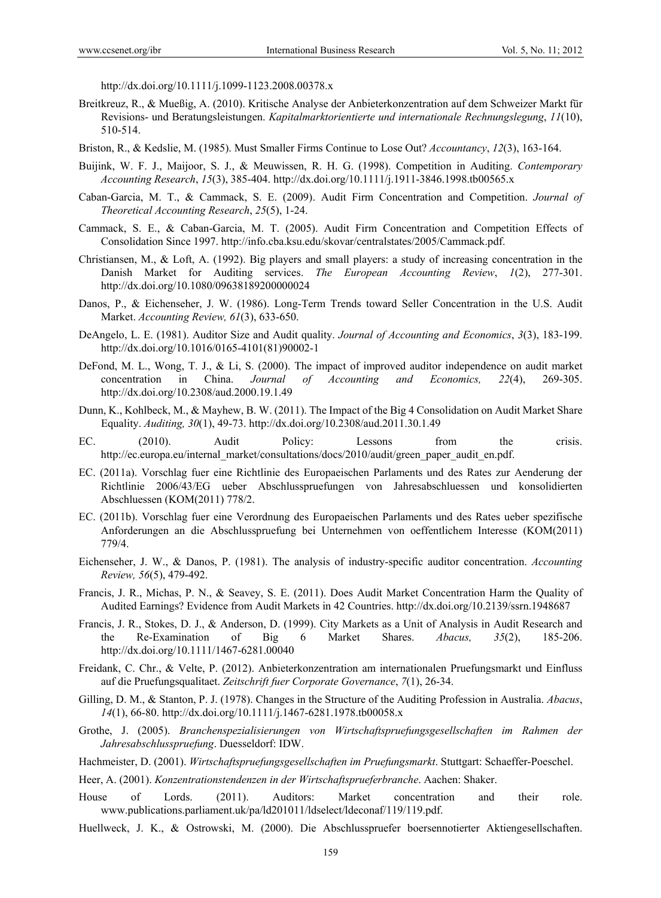http://dx.doi.org/10.1111/j.1099-1123.2008.00378.x

Breitkreuz, R., & Mueßig, A. (2010). Kritische Analyse der Anbieterkonzentration auf dem Schweizer Markt für Revisions- und Beratungsleistungen. *Kapitalmarktorientierte und internationale Rechnungslegung*, *11*(10), 510-514.

Briston, R., & Kedslie, M. (1985). Must Smaller Firms Continue to Lose Out? *Accountancy*, *12*(3), 163-164.

Buijink, W. F. J., Maijoor, S. J., & Meuwissen, R. H. G. (1998). Competition in Auditing. *Contemporary Accounting Research*, *15*(3), 385-404. http://dx.doi.org/10.1111/j.1911-3846.1998.tb00565.x

Caban-Garcia, M. T., & Cammack, S. E. (2009). Audit Firm Concentration and Competition. *Journal of Theoretical Accounting Research*, *25*(5), 1-24.

Cammack, S. E., & Caban-Garcia, M. T. (2005). Audit Firm Concentration and Competition Effects of Consolidation Since 1997. http://info.cba.ksu.edu/skovar/centralstates/2005/Cammack.pdf.

Christiansen, M., & Loft, A. (1992). Big players and small players: a study of increasing concentration in the Danish Market for Auditing services. *The European Accounting Review*, *1*(2), 277-301. http://dx.doi.org/10.1080/09638189200000024

Danos, P., & Eichenseher, J. W. (1986). Long-Term Trends toward Seller Concentration in the U.S. Audit Market. *Accounting Review, 61*(3), 633-650.

DeAngelo, L. E. (1981). Auditor Size and Audit quality. *Journal of Accounting and Economics*, *3*(3), 183-199. http://dx.doi.org/10.1016/0165-4101(81)90002-1

DeFond, M. L., Wong, T. J., & Li, S. (2000). The impact of improved auditor independence on audit market concentration in China. *Journal of Accounting and Economics, 22*(4), 269-305. http://dx.doi.org/10.2308/aud.2000.19.1.49

Dunn, K., Kohlbeck, M., & Mayhew, B. W. (2011). The Impact of the Big 4 Consolidation on Audit Market Share Equality. *Auditing, 30*(1), 49-73. http://dx.doi.org/10.2308/aud.2011.30.1.49

EC. (2010). Audit Policy: Lessons from the crisis. http://ec.europa.eu/internal_market/consultations/docs/2010/audit/green_paper_audit_en.pdf.

EC. (2011a). Vorschlag fuer eine Richtlinie des Europaeischen Parlaments und des Rates zur Aenderung der Richtlinie 2006/43/EG ueber Abschlusspruefungen von Jahresabschluessen und konsolidierten Abschluessen (KOM(2011) 778/2.

EC. (2011b). Vorschlag fuer eine Verordnung des Europaeischen Parlaments und des Rates ueber spezifische Anforderungen an die Abschlusspruefung bei Unternehmen von oeffentlichem Interesse (KOM(2011) 779/4.

Eichenseher, J. W., & Danos, P. (1981). The analysis of industry-specific auditor concentration. *Accounting Review, 56*(5), 479-492.

Francis, J. R., Michas, P. N., & Seavey, S. E. (2011). Does Audit Market Concentration Harm the Quality of Audited Earnings? Evidence from Audit Markets in 42 Countries. http://dx.doi.org/10.2139/ssrn.1948687

Francis, J. R., Stokes, D. J., & Anderson, D. (1999). City Markets as a Unit of Analysis in Audit Research and the Re-Examination of Big 6 Market Shares. *Abacus, 35*(2), 185-206. http://dx.doi.org/10.1111/1467-6281.00040

Freidank, C. Chr., & Velte, P. (2012). Anbieterkonzentration am internationalen Pruefungsmarkt und Einfluss auf die Pruefungsqualitaet. *Zeitschrift fuer Corporate Governance*, *7*(1), 26-34.

Gilling, D. M., & Stanton, P. J. (1978). Changes in the Structure of the Auditing Profession in Australia. *Abacus*, *14*(1), 66-80. http://dx.doi.org/10.1111/j.1467-6281.1978.tb00058.x

Grothe, J. (2005). *Branchenspezialisierungen von Wirtschaftspruefungsgesellschaften im Rahmen der Jahresabschlusspruefung*. Duesseldorf: IDW.

Hachmeister, D. (2001). *Wirtschaftspruefungsgesellschaften im Pruefungsmarkt*. Stuttgart: Schaeffer-Poeschel.

Heer, A. (2001). *Konzentrationstendenzen in der Wirtschaftsprueferbranche*. Aachen: Shaker.

House of Lords. (2011). Auditors: Market concentration and their role. www.publications.parliament.uk/pa/ld201011/ldselect/ldeconaf/119/119.pdf.

Huellweck, J. K., & Ostrowski, M. (2000). Die Abschlusspruefer boersennotierter Aktiengesellschaften.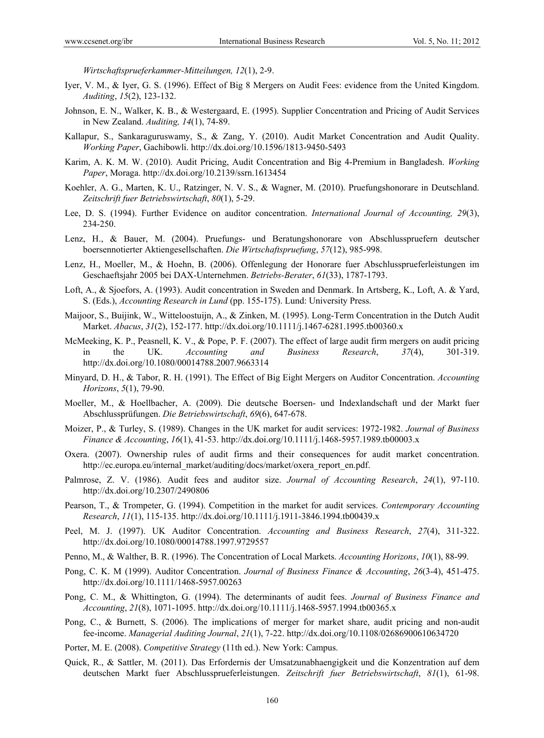*Wirtschaftsprueferkammer-Mitteilungen, 12*(1), 2-9.

Iyer, V. M., & Iyer, G. S. (1996). Effect of Big 8 Mergers on Audit Fees: evidence from the United Kingdom. *Auditing*, *15*(2), 123-132.

Johnson, E. N., Walker, K. B., & Westergaard, E. (1995). Supplier Concentration and Pricing of Audit Services in New Zealand. *Auditing, 14*(1), 74-89.

Kallapur, S., Sankaraguruswamy, S., & Zang, Y. (2010). Audit Market Concentration and Audit Quality. *Working Paper*, Gachibowli. http://dx.doi.org/10.1596/1813-9450-5493

Karim, A. K. M. W. (2010). Audit Pricing, Audit Concentration and Big 4-Premium in Bangladesh. *Working Paper*, Moraga. http://dx.doi.org/10.2139/ssrn.1613454

Koehler, A. G., Marten, K. U., Ratzinger, N. V. S., & Wagner, M. (2010). Pruefungshonorare in Deutschland. *Zeitschrift fuer Betriebswirtschaft*, *80*(1), 5-29.

Lee, D. S. (1994). Further Evidence on auditor concentration. *International Journal of Accounting, 29*(3), 234-250.

Lenz, H., & Bauer, M. (2004). Pruefungs- und Beratungshonorare von Abschlusspruefern deutscher boersennotierter Aktiengesellschaften. *Die Wirtschaftspruefung*, *57*(12), 985-998.

Lenz, H., Moeller, M., & Hoehn, B. (2006). Offenlegung der Honorare fuer Abschlusspruefeleistungen im Geschaeftsjahr 2005 bei DAX-Unternehmen. *Betriebs-Berater*, *61*(33), 1787-1793.

Loft, A., & Sjoefors, A. (1993). Audit concentration in Sweden and Denmark. In Artsberg, K., Loft, A. & Yard, S. (Eds.), *Accounting Research in Lund* (pp. 155-175). Lund: University Press.

Maijoor, S., Buijink, W., Witteloostuijn, A., & Zinken, M. (1995). Long-Term Concentration in the Dutch Audit Market. *Abacus*, *31*(2), 152-177. http://dx.doi.org/10.1111/j.1467-6281.1995.tb00360.x

McMeeking, K. P., Peasnell, K. V., & Pope, P. F. (2007). The effect of large audit firm mergers on audit pricing in the UK. *Accounting and Business Research*, *37*(4), 301-319. http://dx.doi.org/10.1080/00014788.2007.9663314

Minyard, D. H., & Tabor, R. H. (1991). The Effect of Big Eight Mergers on Auditor Concentration. *Accounting Horizons*, *5*(1), 79-90.

Moeller, M., & Hoellbacher, A. (2009). Die deutsche Boersen- und Indexlandschaft und der Markt fuer Abschlussprüfungen. *Die Betriebswirtschaft*, *69*(6), 647-678.

Moizer, P., & Turley, S. (1989). Changes in the UK market for audit services: 1972-1982. *Journal of Business Finance & Accounting*, *16*(1), 41-53. http://dx.doi.org/10.1111/j.1468-5957.1989.tb00003.x

Oxera. (2007). Ownership rules of audit firms and their consequences for audit market concentration. http://ec.europa.eu/internal_market/auditing/docs/market/oxera_report_en.pdf.

Palmrose, Z. V. (1986). Audit fees and auditor size. *Journal of Accounting Research*, *24*(1), 97-110. http://dx.doi.org/10.2307/2490806

Pearson, T., & Trompeter, G. (1994). Competition in the market for audit services. *Contemporary Accounting Research*, *11*(1), 115-135. http://dx.doi.org/10.1111/j.1911-3846.1994.tb00439.x

Peel, M. J. (1997). UK Auditor Concentration. *Accounting and Business Research*, *27*(4), 311-322. http://dx.doi.org/10.1080/00014788.1997.9729557

Penno, M., & Walther, B. R. (1996). The Concentration of Local Markets. *Accounting Horizons*, *10*(1), 88-99.

Pong, C. K. M (1999). Auditor Concentration. *Journal of Business Finance & Accounting*, *26*(3-4), 451-475. http://dx.doi.org/10.1111/1468-5957.00263

Pong, C. M., & Whittington, G. (1994). The determinants of audit fees. *Journal of Business Finance and Accounting*, *21*(8), 1071-1095. http://dx.doi.org/10.1111/j.1468-5957.1994.tb00365.x

Pong, C., & Burnett, S. (2006). The implications of merger for market share, audit pricing and non-audit fee-income. *Managerial Auditing Journal*, *21*(1), 7-22. http://dx.doi.org/10.1108/02686900610634720

Porter, M. E. (2008). *Competitive Strategy* (11th ed.). New York: Campus.

Quick, R., & Sattler, M. (2011). Das Erfordernis der Umsatzunabhaengigkeit und die Konzentration auf dem deutschen Markt fuer Abschlusspruefeleistungen. *Zeitschrift fuer Betriebswirtschaft*, *81*(1), 61-98.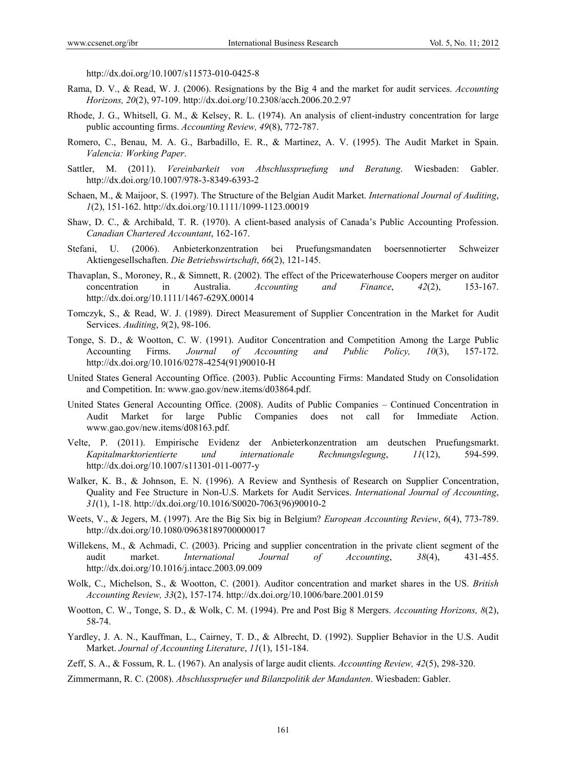http://dx.doi.org/10.1007/s11573-010-0425-8

Rama, D. V., & Read, W. J. (2006). Resignations by the Big 4 and the market for audit services. *Accounting Horizons, 20*(2), 97-109. http://dx.doi.org/10.2308/acch.2006.20.2.97

Rhode, J. G., Whitsell, G. M., & Kelsey, R. L. (1974). An analysis of client-industry concentration for large public accounting firms. *Accounting Review, 49*(8), 772-787.

Romero, C., Benau, M. A. G., Barbadillo, E. R., & Martinez, A. V. (1995). The Audit Market in Spain. *Valencia: Working Paper*.

Sattler, M. (2011). *Vereinbarkeit von Abschlusspruefung und Beratung*. Wiesbaden: Gabler. http://dx.doi.org/10.1007/978-3-8349-6393-2

Schaen, M., & Maijoor, S. (1997). The Structure of the Belgian Audit Market. *International Journal of Auditing*, *1*(2), 151-162. http://dx.doi.org/10.1111/1099-1123.00019

Shaw, D. C., & Archibald, T. R. (1970). A client-based analysis of Canada's Public Accounting Profession. *Canadian Chartered Accountant*, 162-167.

Stefani, U. (2006). Anbieterkonzentration bei Pruefungsmandaten boersennotierter Schweizer Aktiengesellschaften. *Die Betriebswirtschaft*, *66*(2), 121-145.

Thavaplan, S., Moroney, R., & Simnett, R. (2002). The effect of the Pricewaterhouse Coopers merger on auditor concentration in Australia. *Accounting and Finance*, *42*(2), 153-167. http://dx.doi.org/10.1111/1467-629X.00014

Tomczyk, S., & Read, W. J. (1989). Direct Measurement of Supplier Concentration in the Market for Audit Services. *Auditing*, *9*(2), 98-106.

Tonge, S. D., & Wootton, C. W. (1991). Auditor Concentration and Competition Among the Large Public Accounting Firms. *Journal of Accounting and Public Policy, 10*(3), 157-172. http://dx.doi.org/10.1016/0278-4254(91)90010-H

United States General Accounting Office. (2003). Public Accounting Firms: Mandated Study on Consolidation and Competition. In: www.gao.gov/new.items/d03864.pdf.

United States General Accounting Office. (2008). Audits of Public Companies – Continued Concentration in Audit Market for large Public Companies does not call for Immediate Action. www.gao.gov/new.items/d08163.pdf.

Velte, P. (2011). Empirische Evidenz der Anbieterkonzentration am deutschen Pruefungsmarkt. *Kapitalmarktorientierte und internationale Rechnungslegung*, *11*(12), 594-599. http://dx.doi.org/10.1007/s11301-011-0077-y

Walker, K. B., & Johnson, E. N. (1996). A Review and Synthesis of Research on Supplier Concentration, Quality and Fee Structure in Non-U.S. Markets for Audit Services. *International Journal of Accounting*, *31*(1), 1-18. http://dx.doi.org/10.1016/S0020-7063(96)90010-2

Weets, V., & Jegers, M. (1997). Are the Big Six big in Belgium? *European Accounting Review*, *6*(4), 773-789. http://dx.doi.org/10.1080/09638189700000017

Willekens, M., & Achmadi, C. (2003). Pricing and supplier concentration in the private client segment of the audit market. *International Journal of Accounting*, *38*(4), 431-455. http://dx.doi.org/10.1016/j.intacc.2003.09.009

Wolk, C., Michelson, S., & Wootton, C. (2001). Auditor concentration and market shares in the US. *British Accounting Review, 33*(2), 157-174. http://dx.doi.org/10.1006/bare.2001.0159

Wootton, C. W., Tonge, S. D., & Wolk, C. M. (1994). Pre and Post Big 8 Mergers. *Accounting Horizons, 8*(2), 58-74.

Yardley, J. A. N., Kauffman, L., Cairney, T. D., & Albrecht, D. (1992). Supplier Behavior in the U.S. Audit Market. *Journal of Accounting Literature*, *11*(1), 151-184.

Zeff, S. A., & Fossum, R. L. (1967). An analysis of large audit clients. *Accounting Review, 42*(5), 298-320.

Zimmermann, R. C. (2008). *Abschlusspruefer und Bilanzpolitik der Mandanten*. Wiesbaden: Gabler.